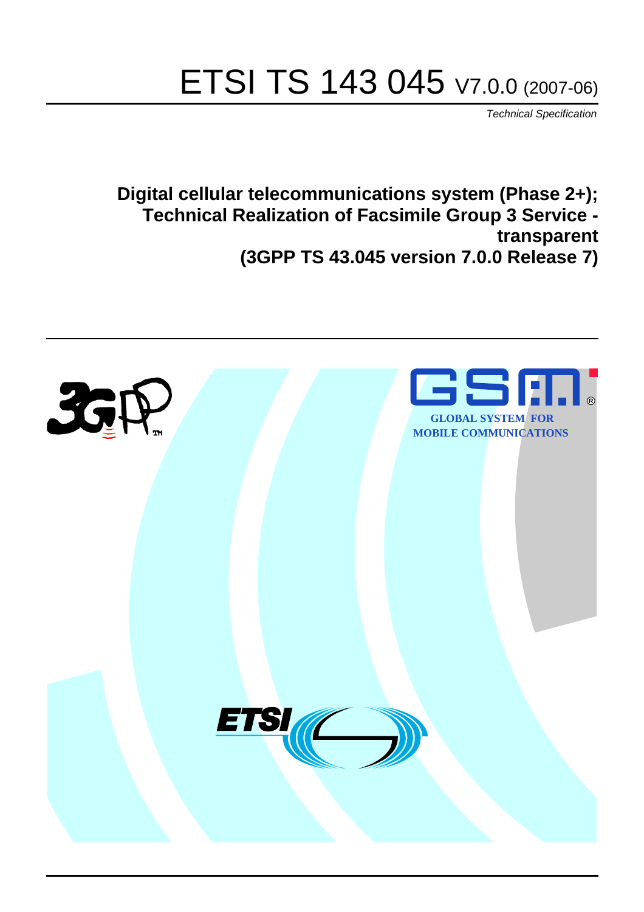# ETSI TS 143 045 V7.0.0 (2007-06)

*Technical Specification*

**Digital cellular telecommunications system (Phase 2+);
Technical Realization of Facsimile Group 3 Service - transparent
(3GPP TS 43.045 version 7.0.0 Release 7)**

GLOBAL SYSTEM FOR MOBILE COMMUNICATIONS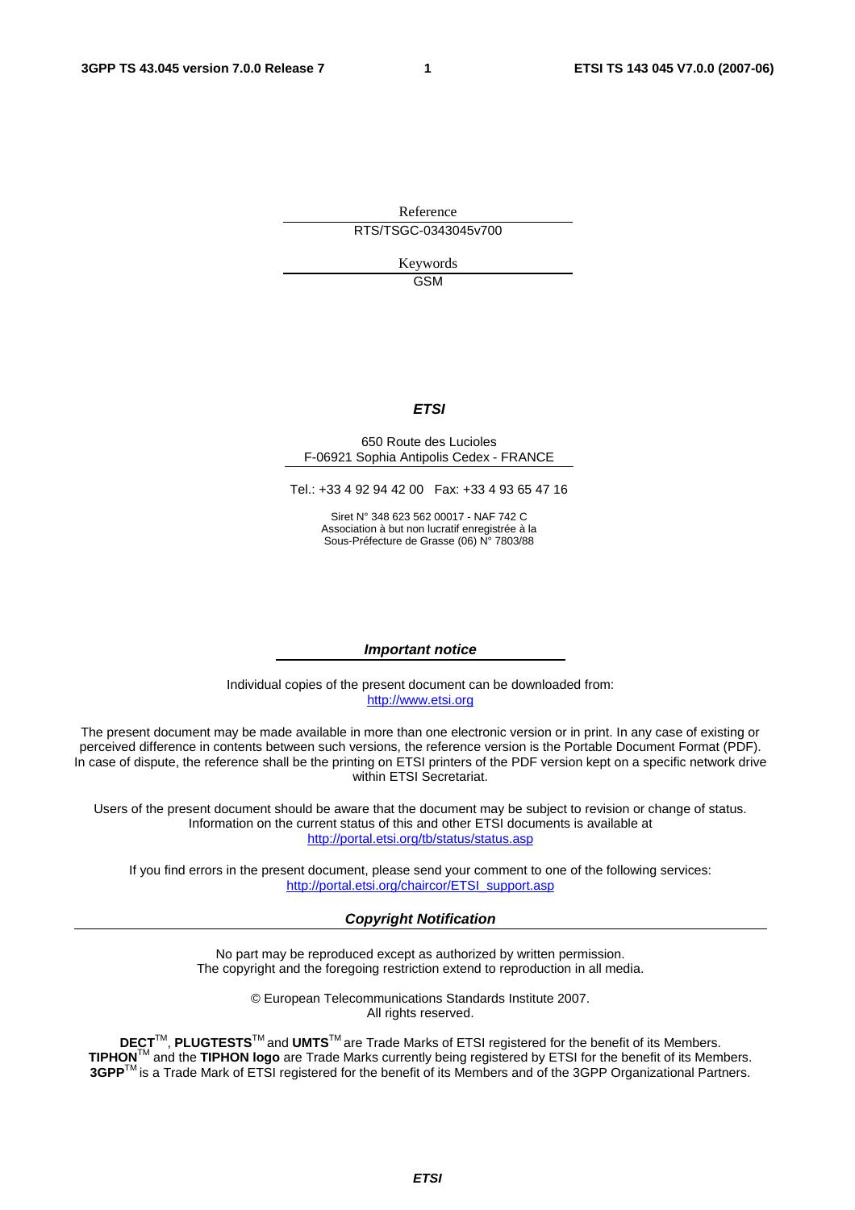Reference

RTS/TSGC-0343045v700

Keywords

GSM

***ETSI***

650 Route des Lucioles
F-06921 Sophia Antipolis Cedex - FRANCE

Tel.: +33 4 92 94 42 00 Fax: +33 4 93 65 47 16

Siret N° 348 623 562 00017 - NAF 742 C
Association à but non lucratif enregistrée à la
Sous-Préfecture de Grasse (06) N° 7803/88

***Important notice***

Individual copies of the present document can be downloaded from:
http://www.etsi.org

The present document may be made available in more than one electronic version or in print. In any case of existing or perceived difference in contents between such versions, the reference version is the Portable Document Format (PDF). In case of dispute, the reference shall be the printing on ETSI printers of the PDF version kept on a specific network drive within ETSI Secretariat.

Users of the present document should be aware that the document may be subject to revision or change of status. Information on the current status of this and other ETSI documents is available at
http://portal.etsi.org/tb/status/status.asp

If you find errors in the present document, please send your comment to one of the following services:
http://portal.etsi.org/chaircor/ETSI_support.asp

***Copyright Notification***

No part may be reproduced except as authorized by written permission.
The copyright and the foregoing restriction extend to reproduction in all media.

© European Telecommunications Standards Institute 2007.
All rights reserved.

**DECT**TM, **PLUGTESTS**TM and **UMTS**TM are Trade Marks of ETSI registered for the benefit of its Members.
**TIPHON**TM and the **TIPHON logo** are Trade Marks currently being registered by ETSI for the benefit of its Members.
**3GPP**TM is a Trade Mark of ETSI registered for the benefit of its Members and of the 3GPP Organizational Partners.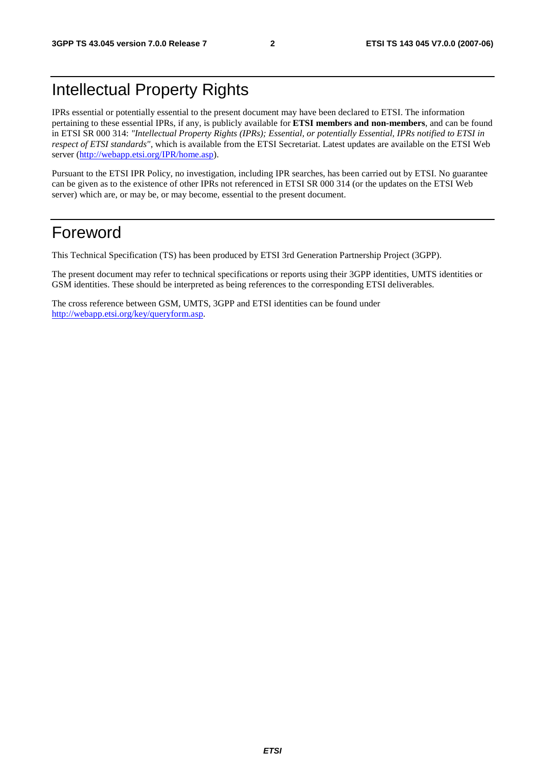# Intellectual Property Rights

IPRs essential or potentially essential to the present document may have been declared to ETSI. The information pertaining to these essential IPRs, if any, is publicly available for **ETSI members and non-members**, and can be found in ETSI SR 000 314: *"Intellectual Property Rights (IPRs); Essential, or potentially Essential, IPRs notified to ETSI in respect of ETSI standards"*, which is available from the ETSI Secretariat. Latest updates are available on the ETSI Web server (http://webapp.etsi.org/IPR/home.asp).

Pursuant to the ETSI IPR Policy, no investigation, including IPR searches, has been carried out by ETSI. No guarantee can be given as to the existence of other IPRs not referenced in ETSI SR 000 314 (or the updates on the ETSI Web server) which are, or may be, or may become, essential to the present document.

# Foreword

This Technical Specification (TS) has been produced by ETSI 3rd Generation Partnership Project (3GPP).

The present document may refer to technical specifications or reports using their 3GPP identities, UMTS identities or GSM identities. These should be interpreted as being references to the corresponding ETSI deliverables.

The cross reference between GSM, UMTS, 3GPP and ETSI identities can be found under http://webapp.etsi.org/key/queryform.asp.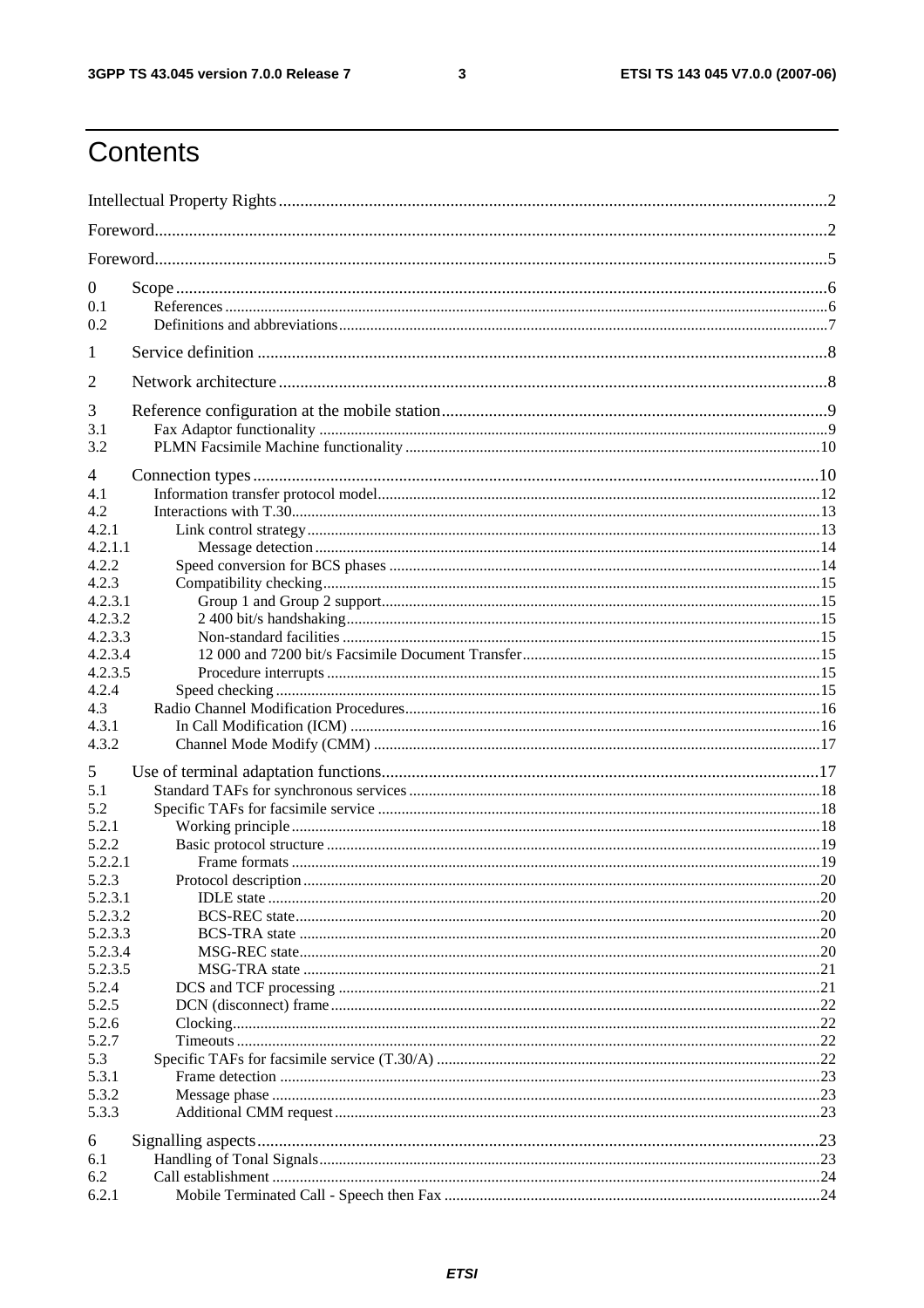# Contents

Intellectual Property Rights ................................................................................................................................2

Foreword.............................................................................................................................................................2

Foreword.............................................................................................................................................................5

0 Scope ........................................................................................................................................................6
0.1 References ...........................................................................................................................................................6
0.2 Definitions and abbreviations ..............................................................................................................................7

1 Service definition .......................................................................................................................................8

2 Network architecture ..................................................................................................................................8

3 Reference configuration at the mobile station .............................................................................................9
3.1 Fax Adaptor functionality ...................................................................................................................................9
3.2 PLMN Facsimile Machine functionality ...........................................................................................................10

4 Connection types ......................................................................................................................................10
4.1 Information transfer protocol model..................................................................................................................12
4.2 Interactions with T.30........................................................................................................................................13
4.2.1 Link control strategy ....................................................................................................................................13
4.2.1.1 Message detection ..................................................................................................................................14
4.2.2 Speed conversion for BCS phases ...............................................................................................................14
4.2.3 Compatibility checking ................................................................................................................................15
4.2.3.1 Group 1 and Group 2 support.................................................................................................................15
4.2.3.2 2 400 bit/s handshaking..........................................................................................................................15
4.2.3.3 Non-standard facilities ...........................................................................................................................15
4.2.3.4 12 000 and 7200 bit/s Facsimile Document Transfer ..............................................................................15
4.2.3.5 Procedure interrupts ...............................................................................................................................15
4.2.4 Speed checking ............................................................................................................................................15
4.3 Radio Channel Modification Procedures ...........................................................................................................16
4.3.1 In Call Modification (ICM) .........................................................................................................................16
4.3.2 Channel Mode Modify (CMM) ...................................................................................................................17

5 Use of terminal adaptation functions .........................................................................................................17
5.1 Standard TAFs for synchronous services ...........................................................................................................18
5.2 Specific TAFs for facsimile service ..................................................................................................................18
5.2.1 Working principle ........................................................................................................................................18
5.2.2 Basic protocol structure ...............................................................................................................................19
5.2.2.1 Frame formats ........................................................................................................................................19
5.2.3 Protocol description .....................................................................................................................................20
5.2.3.1 IDLE state ..............................................................................................................................................20
5.2.3.2 BCS-REC state.......................................................................................................................................20
5.2.3.3 BCS-TRA state ......................................................................................................................................20
5.2.3.4 MSG-REC state......................................................................................................................................20
5.2.3.5 MSG-TRA state .....................................................................................................................................21
5.2.4 DCS and TCF processing ............................................................................................................................21
5.2.5 DCN (disconnect) frame ..............................................................................................................................22
5.2.6 Clocking.......................................................................................................................................................22
5.2.7 Timeouts ......................................................................................................................................................22
5.3 Specific TAFs for facsimile service (T.30/A) ....................................................................................................22
5.3.1 Frame detection ...........................................................................................................................................23
5.3.2 Message phase .............................................................................................................................................23
5.3.3 Additional CMM request .............................................................................................................................23

6 Signalling aspects .....................................................................................................................................23
6.1 Handling of Tonal Signals..................................................................................................................................23
6.2 Call establishment .............................................................................................................................................24
6.2.1 Mobile Terminated Call - Speech then Fax .................................................................................................24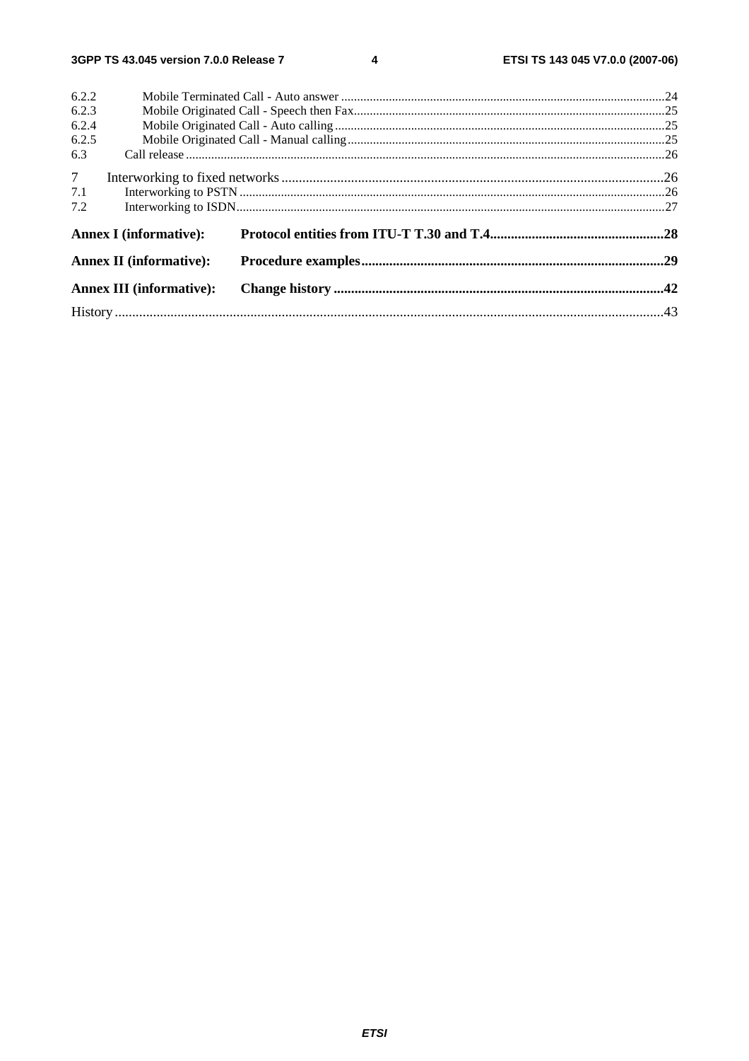6.2.2 Mobile Terminated Call - Auto answer ....................................................................................................24
6.2.3 Mobile Originated Call - Speech then Fax................................................................................................25
6.2.4 Mobile Originated Call - Auto calling.......................................................................................................25
6.2.5 Mobile Originated Call - Manual calling...................................................................................................25
6.3 Call release .....................................................................................................................................................26

7 Interworking to fixed networks ............................................................................................................26
7.1 Interworking to PSTN ....................................................................................................................................26
7.2 Interworking to ISDN.....................................................................................................................................27

**Annex I (informative): Protocol entities from ITU-T T.30 and T.4.................................................28**

**Annex II (informative): Procedure examples......................................................................................29**

**Annex III (informative): Change history .............................................................................................42**

History ............................................................................................................................................................43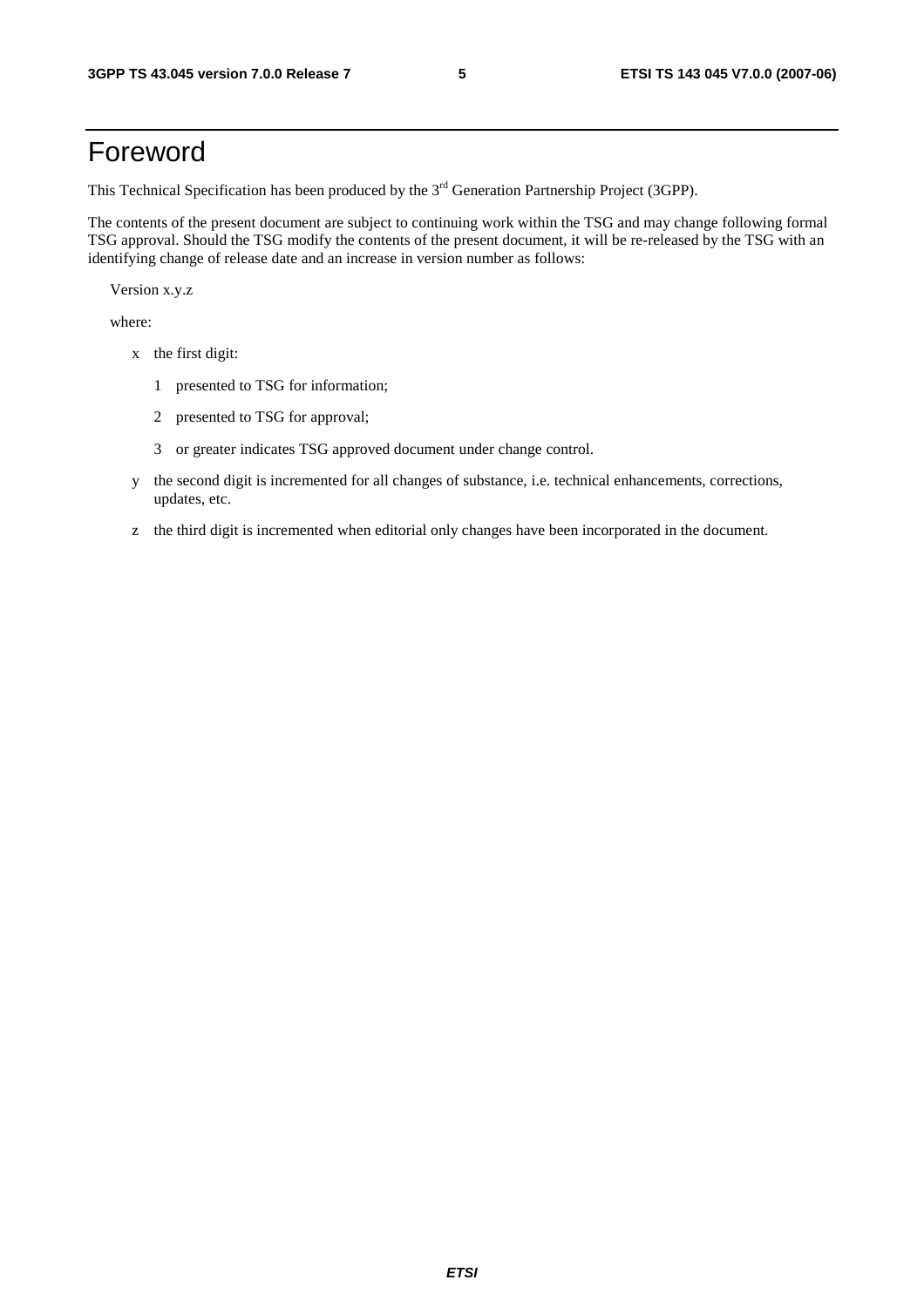# Foreword

This Technical Specification has been produced by the 3rd Generation Partnership Project (3GPP).

The contents of the present document are subject to continuing work within the TSG and may change following formal TSG approval. Should the TSG modify the contents of the present document, it will be re-released by the TSG with an identifying change of release date and an increase in version number as follows:

Version x.y.z

where:

- x the first digit:
  - 1 presented to TSG for information;
  - 2 presented to TSG for approval;
  - 3 or greater indicates TSG approved document under change control.
- y the second digit is incremented for all changes of substance, i.e. technical enhancements, corrections, updates, etc.
- z the third digit is incremented when editorial only changes have been incorporated in the document.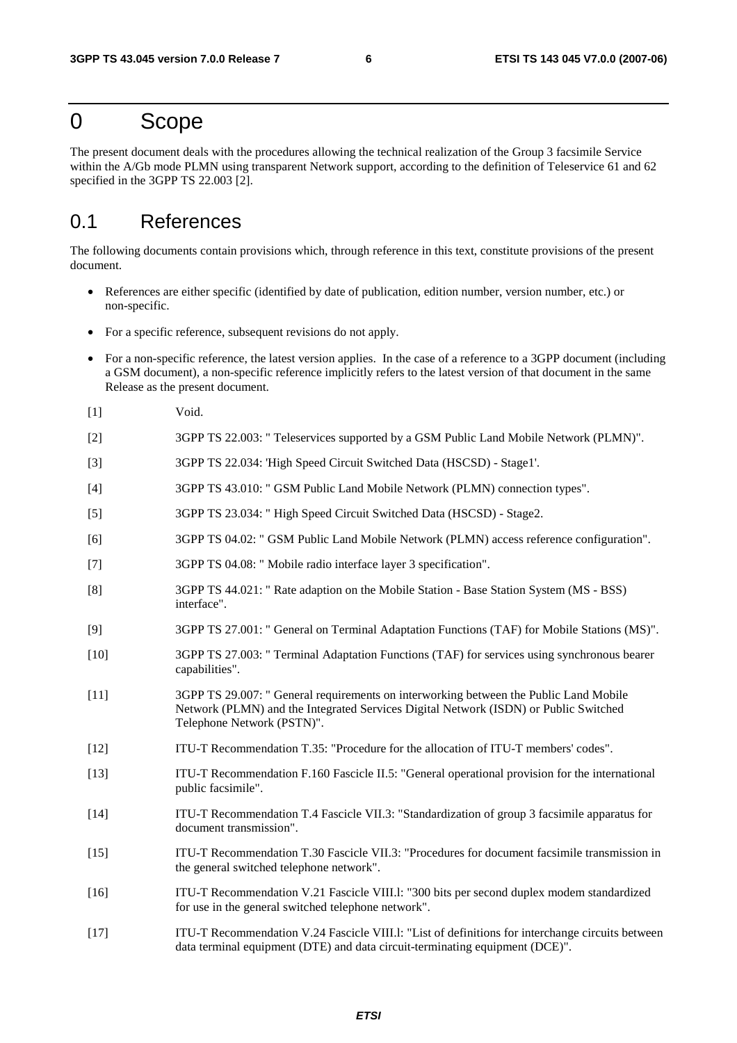# 0 Scope

The present document deals with the procedures allowing the technical realization of the Group 3 facsimile Service within the A/Gb mode PLMN using transparent Network support, according to the definition of Teleservice 61 and 62 specified in the 3GPP TS 22.003 [2].

## 0.1 References

The following documents contain provisions which, through reference in this text, constitute provisions of the present document.

- References are either specific (identified by date of publication, edition number, version number, etc.) or non-specific.
- For a specific reference, subsequent revisions do not apply.
- For a non-specific reference, the latest version applies. In the case of a reference to a 3GPP document (including a GSM document), a non-specific reference implicitly refers to the latest version of that document in the same Release as the present document.

[1] Void.

[2] 3GPP TS 22.003: " Teleservices supported by a GSM Public Land Mobile Network (PLMN)".

[3] 3GPP TS 22.034: 'High Speed Circuit Switched Data (HSCSD) - Stage1'.

[4] 3GPP TS 43.010: " GSM Public Land Mobile Network (PLMN) connection types".

[5] 3GPP TS 23.034: " High Speed Circuit Switched Data (HSCSD) - Stage2.

[6] 3GPP TS 04.02: " GSM Public Land Mobile Network (PLMN) access reference configuration".

[7] 3GPP TS 04.08: " Mobile radio interface layer 3 specification".

[8] 3GPP TS 44.021: " Rate adaption on the Mobile Station - Base Station System (MS - BSS) interface".

[9] 3GPP TS 27.001: " General on Terminal Adaptation Functions (TAF) for Mobile Stations (MS)".

[10] 3GPP TS 27.003: " Terminal Adaptation Functions (TAF) for services using synchronous bearer capabilities".

[11] 3GPP TS 29.007: " General requirements on interworking between the Public Land Mobile Network (PLMN) and the Integrated Services Digital Network (ISDN) or Public Switched Telephone Network (PSTN)".

[12] ITU-T Recommendation T.35: "Procedure for the allocation of ITU-T members' codes".

[13] ITU-T Recommendation F.160 Fascicle II.5: "General operational provision for the international public facsimile".

[14] ITU-T Recommendation T.4 Fascicle VII.3: "Standardization of group 3 facsimile apparatus for document transmission".

[15] ITU-T Recommendation T.30 Fascicle VII.3: "Procedures for document facsimile transmission in the general switched telephone network".

[16] ITU-T Recommendation V.21 Fascicle VIII.l: "300 bits per second duplex modem standardized for use in the general switched telephone network".

[17] ITU-T Recommendation V.24 Fascicle VIII.l: "List of definitions for interchange circuits between data terminal equipment (DTE) and data circuit-terminating equipment (DCE)".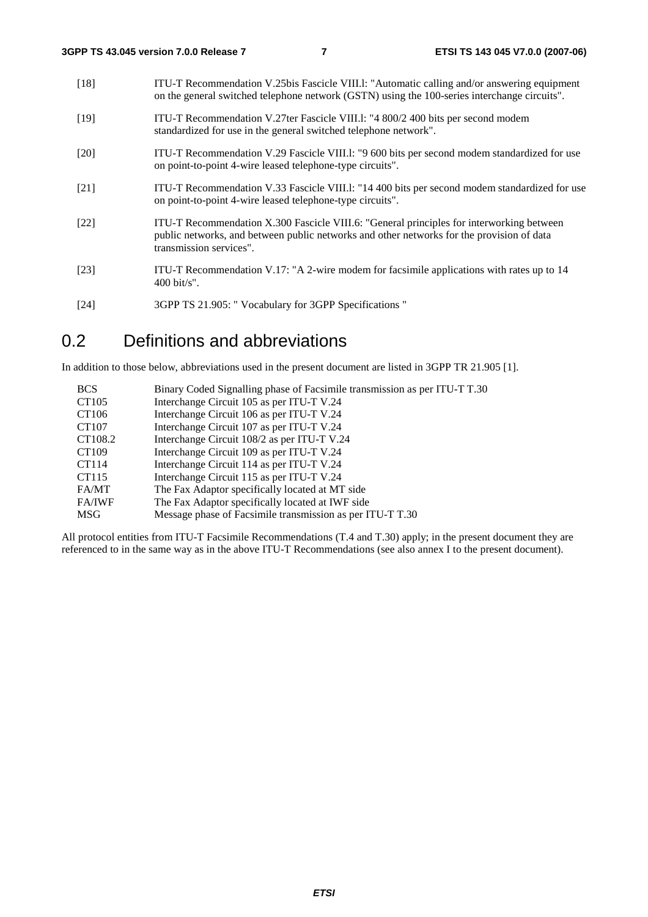[18] ITU-T Recommendation V.25bis Fascicle VIII.l: "Automatic calling and/or answering equipment on the general switched telephone network (GSTN) using the 100-series interchange circuits".

[19] ITU-T Recommendation V.27ter Fascicle VIII.l: "4 800/2 400 bits per second modem standardized for use in the general switched telephone network".

[20] ITU-T Recommendation V.29 Fascicle VIII.l: "9 600 bits per second modem standardized for use on point-to-point 4-wire leased telephone-type circuits".

[21] ITU-T Recommendation V.33 Fascicle VIII.l: "14 400 bits per second modem standardized for use on point-to-point 4-wire leased telephone-type circuits".

[22] ITU-T Recommendation X.300 Fascicle VIII.6: "General principles for interworking between public networks, and between public networks and other networks for the provision of data transmission services".

[23] ITU-T Recommendation V.17: "A 2-wire modem for facsimile applications with rates up to 14 400 bit/s".

[24] 3GPP TS 21.905: " Vocabulary for 3GPP Specifications "

## 0.2 Definitions and abbreviations

In addition to those below, abbreviations used in the present document are listed in 3GPP TR 21.905 [1].

| | |
|---|---|
| BCS | Binary Coded Signalling phase of Facsimile transmission as per ITU-T T.30 |
| CT105 | Interchange Circuit 105 as per ITU-T V.24 |
| CT106 | Interchange Circuit 106 as per ITU-T V.24 |
| CT107 | Interchange Circuit 107 as per ITU-T V.24 |
| CT108.2 | Interchange Circuit 108/2 as per ITU-T V.24 |
| CT109 | Interchange Circuit 109 as per ITU-T V.24 |
| CT114 | Interchange Circuit 114 as per ITU-T V.24 |
| CT115 | Interchange Circuit 115 as per ITU-T V.24 |
| FA/MT | The Fax Adaptor specifically located at MT side |
| FA/IWF | The Fax Adaptor specifically located at IWF side |
| MSG | Message phase of Facsimile transmission as per ITU-T T.30 |

All protocol entities from ITU-T Facsimile Recommendations (T.4 and T.30) apply; in the present document they are referenced to in the same way as in the above ITU-T Recommendations (see also annex I to the present document).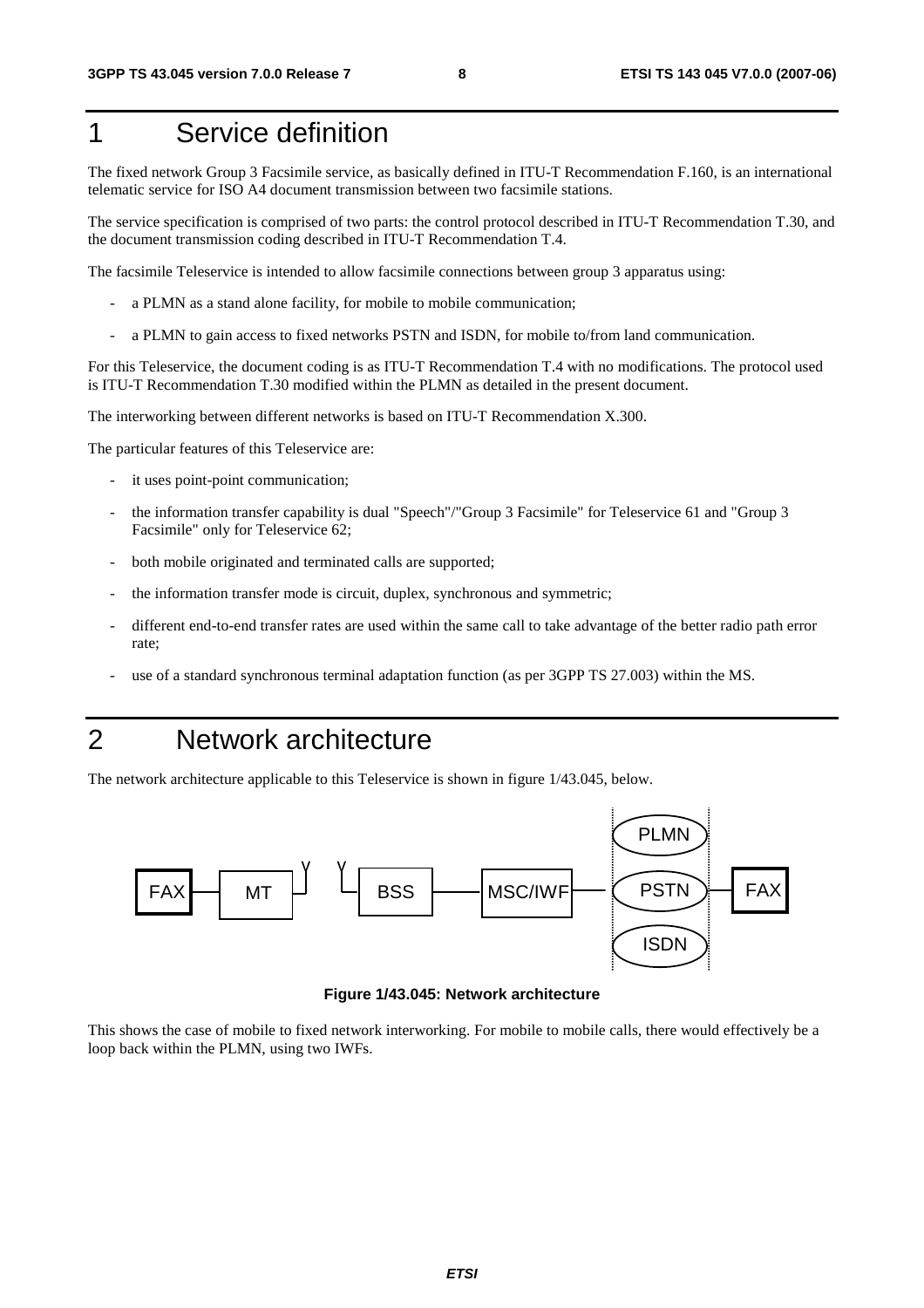# 1 Service definition

The fixed network Group 3 Facsimile service, as basically defined in ITU-T Recommendation F.160, is an international telematic service for ISO A4 document transmission between two facsimile stations.

The service specification is comprised of two parts: the control protocol described in ITU-T Recommendation T.30, and the document transmission coding described in ITU-T Recommendation T.4.

The facsimile Teleservice is intended to allow facsimile connections between group 3 apparatus using:

- a PLMN as a stand alone facility, for mobile to mobile communication;
- a PLMN to gain access to fixed networks PSTN and ISDN, for mobile to/from land communication.

For this Teleservice, the document coding is as ITU-T Recommendation T.4 with no modifications. The protocol used is ITU-T Recommendation T.30 modified within the PLMN as detailed in the present document.

The interworking between different networks is based on ITU-T Recommendation X.300.

The particular features of this Teleservice are:

- it uses point-point communication;
- the information transfer capability is dual "Speech"/"Group 3 Facsimile" for Teleservice 61 and "Group 3 Facsimile" only for Teleservice 62;
- both mobile originated and terminated calls are supported;
- the information transfer mode is circuit, duplex, synchronous and symmetric;
- different end-to-end transfer rates are used within the same call to take advantage of the better radio path error rate;
- use of a standard synchronous terminal adaptation function (as per 3GPP TS 27.003) within the MS.

# 2 Network architecture

The network architecture applicable to this Teleservice is shown in figure 1/43.045, below.

FAX — MT — BSS — MSC/IWF — PLMN / PSTN / ISDN — FAX

**Figure 1/43.045: Network architecture**

This shows the case of mobile to fixed network interworking. For mobile to mobile calls, there would effectively be a loop back within the PLMN, using two IWFs.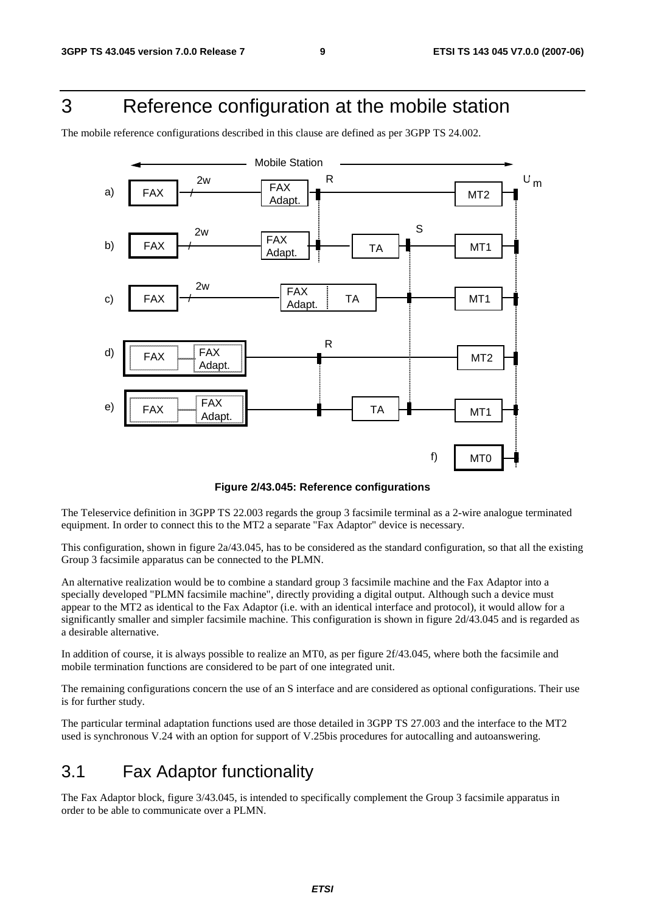# 3 Reference configuration at the mobile station

The mobile reference configurations described in this clause are defined as per 3GPP TS 24.002.

**Figure 2/43.045: Reference configurations**

The Teleservice definition in 3GPP TS 22.003 regards the group 3 facsimile terminal as a 2-wire analogue terminated equipment. In order to connect this to the MT2 a separate "Fax Adaptor" device is necessary.

This configuration, shown in figure 2a/43.045, has to be considered as the standard configuration, so that all the existing Group 3 facsimile apparatus can be connected to the PLMN.

An alternative realization would be to combine a standard group 3 facsimile machine and the Fax Adaptor into a specially developed "PLMN facsimile machine", directly providing a digital output. Although such a device must appear to the MT2 as identical to the Fax Adaptor (i.e. with an identical interface and protocol), it would allow for a significantly smaller and simpler facsimile machine. This configuration is shown in figure 2d/43.045 and is regarded as a desirable alternative.

In addition of course, it is always possible to realize an MT0, as per figure 2f/43.045, where both the facsimile and mobile termination functions are considered to be part of one integrated unit.

The remaining configurations concern the use of an S interface and are considered as optional configurations. Their use is for further study.

The particular terminal adaptation functions used are those detailed in 3GPP TS 27.003 and the interface to the MT2 used is synchronous V.24 with an option for support of V.25bis procedures for autocalling and autoanswering.

## 3.1 Fax Adaptor functionality

The Fax Adaptor block, figure 3/43.045, is intended to specifically complement the Group 3 facsimile apparatus in order to be able to communicate over a PLMN.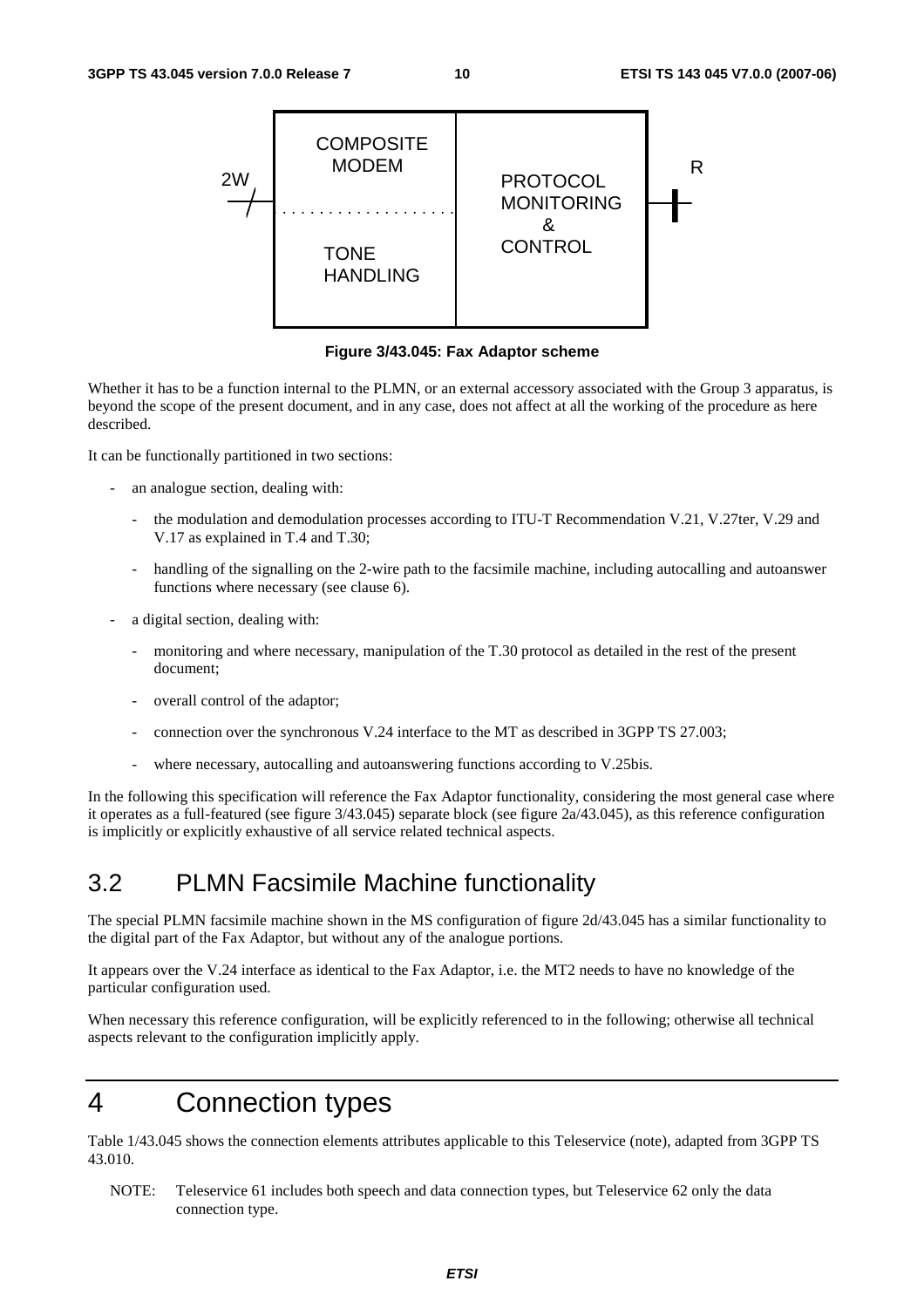Figure 3/43.045: Fax Adaptor scheme

Whether it has to be a function internal to the PLMN, or an external accessory associated with the Group 3 apparatus, is beyond the scope of the present document, and in any case, does not affect at all the working of the procedure as here described.

It can be functionally partitioned in two sections:

- an analogue section, dealing with:
  - the modulation and demodulation processes according to ITU-T Recommendation V.21, V.27ter, V.29 and V.17 as explained in T.4 and T.30;
  - handling of the signalling on the 2-wire path to the facsimile machine, including autocalling and autoanswer functions where necessary (see clause 6).
- a digital section, dealing with:
  - monitoring and where necessary, manipulation of the T.30 protocol as detailed in the rest of the present document;
  - overall control of the adaptor;
  - connection over the synchronous V.24 interface to the MT as described in 3GPP TS 27.003;
  - where necessary, autocalling and autoanswering functions according to V.25bis.

In the following this specification will reference the Fax Adaptor functionality, considering the most general case where it operates as a full-featured (see figure 3/43.045) separate block (see figure 2a/43.045), as this reference configuration is implicitly or explicitly exhaustive of all service related technical aspects.

## 3.2 PLMN Facsimile Machine functionality

The special PLMN facsimile machine shown in the MS configuration of figure 2d/43.045 has a similar functionality to the digital part of the Fax Adaptor, but without any of the analogue portions.

It appears over the V.24 interface as identical to the Fax Adaptor, i.e. the MT2 needs to have no knowledge of the particular configuration used.

When necessary this reference configuration, will be explicitly referenced to in the following; otherwise all technical aspects relevant to the configuration implicitly apply.

# 4 Connection types

Table 1/43.045 shows the connection elements attributes applicable to this Teleservice (note), adapted from 3GPP TS 43.010.

NOTE: Teleservice 61 includes both speech and data connection types, but Teleservice 62 only the data connection type.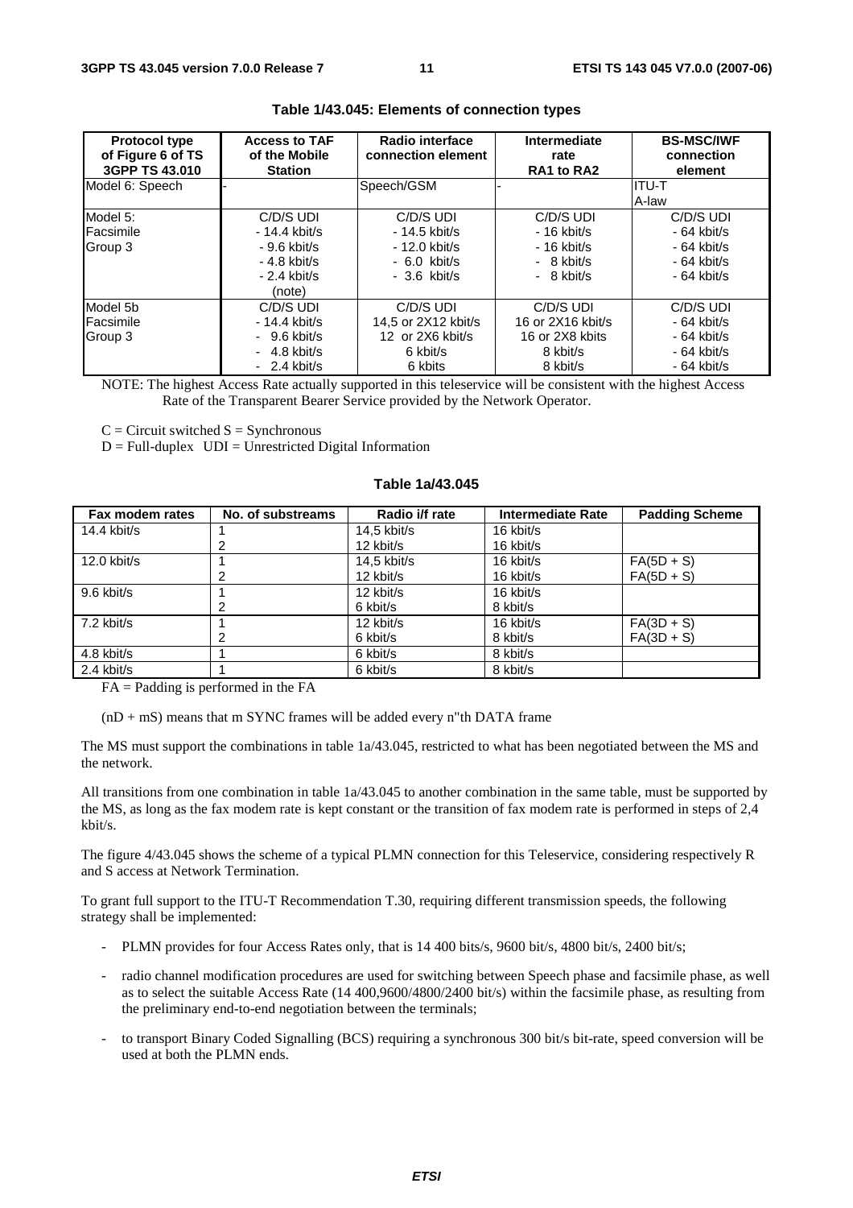**Table 1/43.045: Elements of connection types**

| Protocol type of Figure 6 of TS 3GPP TS 43.010 | Access to TAF of the Mobile Station | Radio interface connection element | Intermediate rate RA1 to RA2 | BS-MSC/IWF connection element |
|---|---|---|---|---|
| Model 6: Speech | - | Speech/GSM | - | ITU-T A-law |
| Model 5: Facsimile Group 3 | C/D/S UDI<br>- 14.4 kbit/s<br>- 9.6 kbit/s<br>- 4.8 kbit/s<br>- 2.4 kbit/s<br>(note) | C/D/S UDI<br>- 14.5 kbit/s<br>- 12.0 kbit/s<br>- 6.0 kbit/s<br>- 3.6 kbit/s | C/D/S UDI<br>- 16 kbit/s<br>- 16 kbit/s<br>- 8 kbit/s<br>- 8 kbit/s | C/D/S UDI<br>- 64 kbit/s<br>- 64 kbit/s<br>- 64 kbit/s<br>- 64 kbit/s |
| Model 5b Facsimile Group 3 | C/D/S UDI<br>- 14.4 kbit/s<br>- 9.6 kbit/s<br>- 4.8 kbit/s<br>- 2.4 kbit/s | C/D/S UDI<br>14,5 or 2X12 kbit/s<br>12 or 2X6 kbit/s<br>6 kbit/s<br>6 kbits | C/D/S UDI<br>16 or 2X16 kbit/s<br>16 or 2X8 kbits<br>8 kbit/s<br>8 kbit/s | C/D/S UDI<br>- 64 kbit/s<br>- 64 kbit/s<br>- 64 kbit/s<br>- 64 kbit/s |

NOTE: The highest Access Rate actually supported in this teleservice will be consistent with the highest Access Rate of the Transparent Bearer Service provided by the Network Operator.

C = Circuit switched S = Synchronous

D = Full-duplex UDI = Unrestricted Digital Information

**Table 1a/43.045**

| Fax modem rates | No. of substreams | Radio i/f rate | Intermediate Rate | Padding Scheme |
|---|---|---|---|---|
| 14.4 kbit/s | 1 | 14,5 kbit/s | 16 kbit/s | |
| | 2 | 12 kbit/s | 16 kbit/s | |
| 12.0 kbit/s | 1 | 14,5 kbit/s | 16 kbit/s | FA(5D + S) |
| | 2 | 12 kbit/s | 16 kbit/s | FA(5D + S) |
| 9.6 kbit/s | 1 | 12 kbit/s | 16 kbit/s | |
| | 2 | 6 kbit/s | 8 kbit/s | |
| 7.2 kbit/s | 1 | 12 kbit/s | 16 kbit/s | FA(3D + S) |
| | 2 | 6 kbit/s | 8 kbit/s | FA(3D + S) |
| 4.8 kbit/s | 1 | 6 kbit/s | 8 kbit/s | |
| 2.4 kbit/s | 1 | 6 kbit/s | 8 kbit/s | |

FA = Padding is performed in the FA

(nD + mS) means that m SYNC frames will be added every n"th DATA frame

The MS must support the combinations in table 1a/43.045, restricted to what has been negotiated between the MS and the network.

All transitions from one combination in table 1a/43.045 to another combination in the same table, must be supported by the MS, as long as the fax modem rate is kept constant or the transition of fax modem rate is performed in steps of 2,4 kbit/s.

The figure 4/43.045 shows the scheme of a typical PLMN connection for this Teleservice, considering respectively R and S access at Network Termination.

To grant full support to the ITU-T Recommendation T.30, requiring different transmission speeds, the following strategy shall be implemented:

- PLMN provides for four Access Rates only, that is 14 400 bits/s, 9600 bit/s, 4800 bit/s, 2400 bit/s;
- radio channel modification procedures are used for switching between Speech phase and facsimile phase, as well as to select the suitable Access Rate (14 400,9600/4800/2400 bit/s) within the facsimile phase, as resulting from the preliminary end-to-end negotiation between the terminals;
- to transport Binary Coded Signalling (BCS) requiring a synchronous 300 bit/s bit-rate, speed conversion will be used at both the PLMN ends.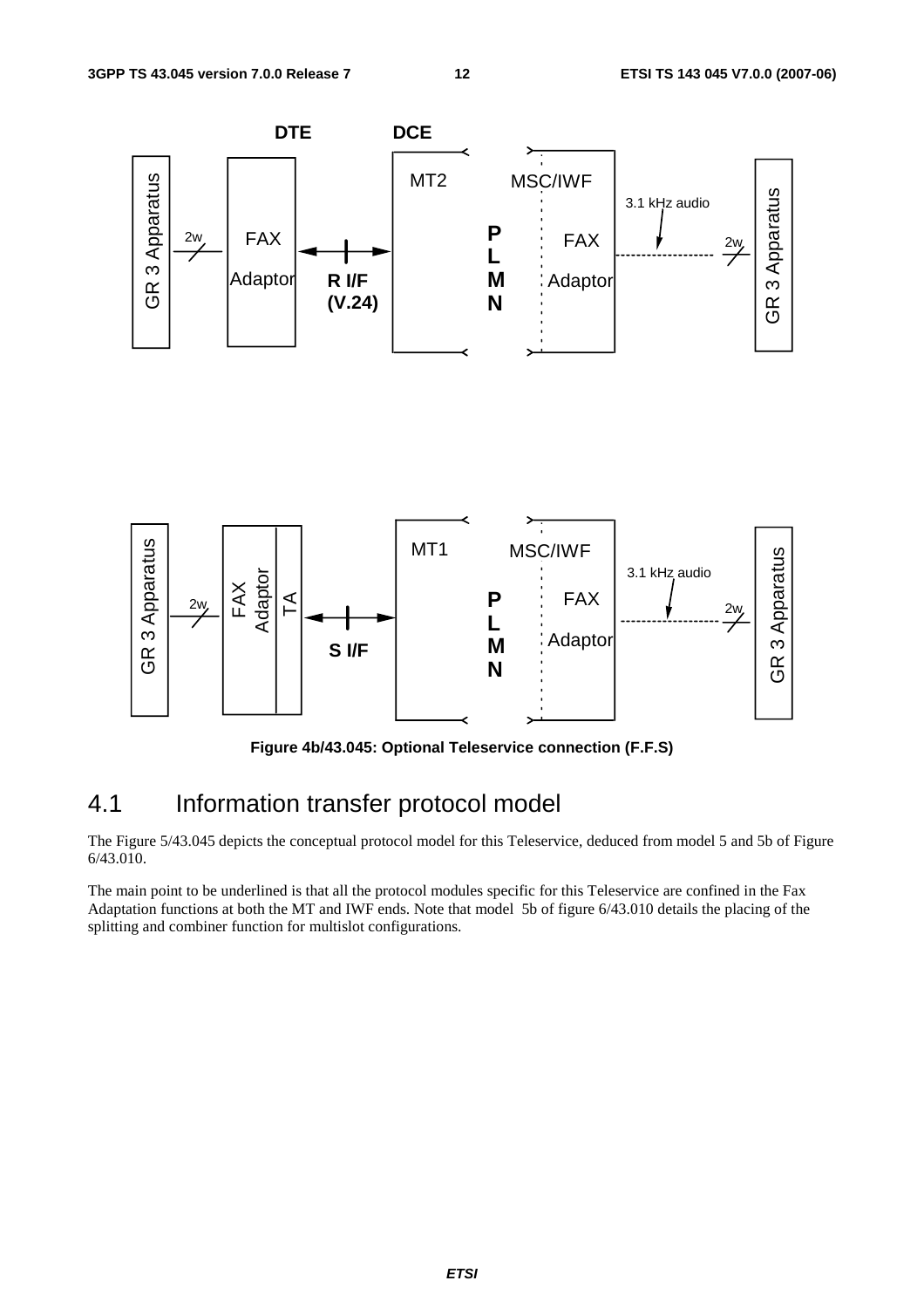Figure 4b/43.045: Optional Teleservice connection (F.F.S)

## 4.1 Information transfer protocol model

The Figure 5/43.045 depicts the conceptual protocol model for this Teleservice, deduced from model 5 and 5b of Figure 6/43.010.

The main point to be underlined is that all the protocol modules specific for this Teleservice are confined in the Fax Adaptation functions at both the MT and IWF ends. Note that model 5b of figure 6/43.010 details the placing of the splitting and combiner function for multislot configurations.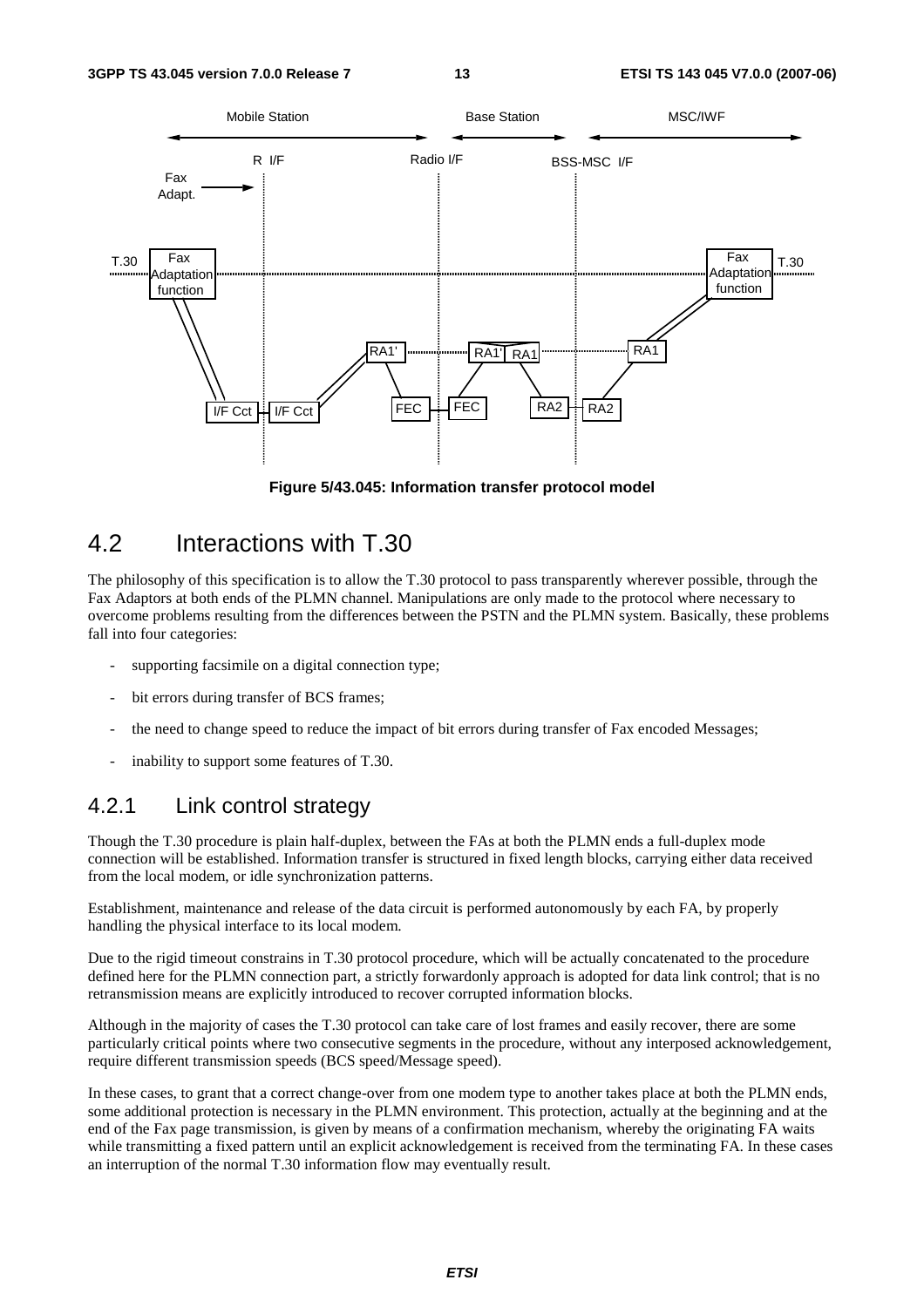**Figure 5/43.045: Information transfer protocol model**

## 4.2 Interactions with T.30

The philosophy of this specification is to allow the T.30 protocol to pass transparently wherever possible, through the Fax Adaptors at both ends of the PLMN channel. Manipulations are only made to the protocol where necessary to overcome problems resulting from the differences between the PSTN and the PLMN system. Basically, these problems fall into four categories:

- supporting facsimile on a digital connection type;
- bit errors during transfer of BCS frames;
- the need to change speed to reduce the impact of bit errors during transfer of Fax encoded Messages;
- inability to support some features of T.30.

### 4.2.1 Link control strategy

Though the T.30 procedure is plain half-duplex, between the FAs at both the PLMN ends a full-duplex mode connection will be established. Information transfer is structured in fixed length blocks, carrying either data received from the local modem, or idle synchronization patterns.

Establishment, maintenance and release of the data circuit is performed autonomously by each FA, by properly handling the physical interface to its local modem.

Due to the rigid timeout constrains in T.30 protocol procedure, which will be actually concatenated to the procedure defined here for the PLMN connection part, a strictly forwardonly approach is adopted for data link control; that is no retransmission means are explicitly introduced to recover corrupted information blocks.

Although in the majority of cases the T.30 protocol can take care of lost frames and easily recover, there are some particularly critical points where two consecutive segments in the procedure, without any interposed acknowledgement, require different transmission speeds (BCS speed/Message speed).

In these cases, to grant that a correct change-over from one modem type to another takes place at both the PLMN ends, some additional protection is necessary in the PLMN environment. This protection, actually at the beginning and at the end of the Fax page transmission, is given by means of a confirmation mechanism, whereby the originating FA waits while transmitting a fixed pattern until an explicit acknowledgement is received from the terminating FA. In these cases an interruption of the normal T.30 information flow may eventually result.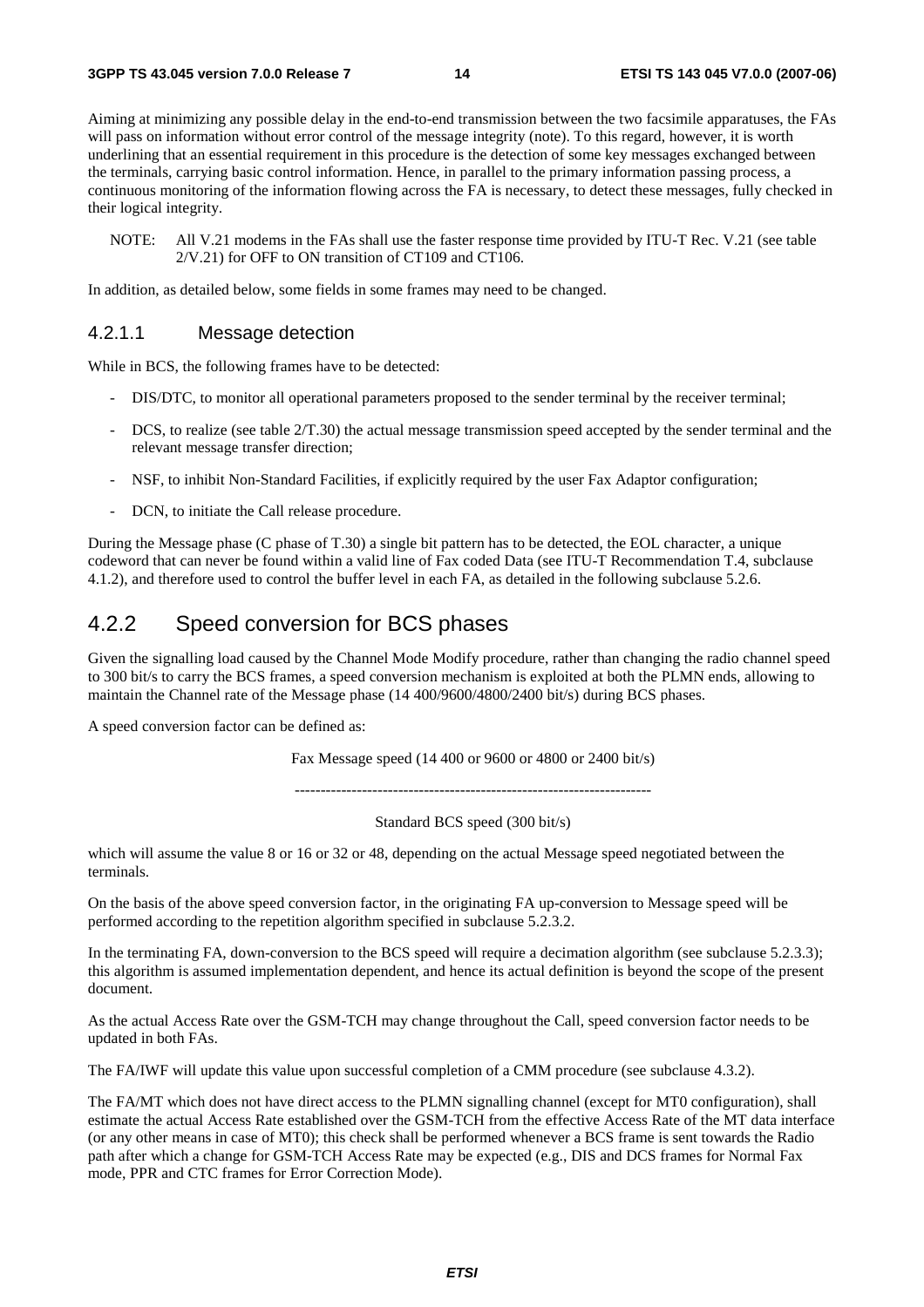Aiming at minimizing any possible delay in the end-to-end transmission between the two facsimile apparatuses, the FAs will pass on information without error control of the message integrity (note). To this regard, however, it is worth underlining that an essential requirement in this procedure is the detection of some key messages exchanged between the terminals, carrying basic control information. Hence, in parallel to the primary information passing process, a continuous monitoring of the information flowing across the FA is necessary, to detect these messages, fully checked in their logical integrity.

NOTE: All V.21 modems in the FAs shall use the faster response time provided by ITU-T Rec. V.21 (see table 2/V.21) for OFF to ON transition of CT109 and CT106.

In addition, as detailed below, some fields in some frames may need to be changed.

#### 4.2.1.1 Message detection

While in BCS, the following frames have to be detected:

- DIS/DTC, to monitor all operational parameters proposed to the sender terminal by the receiver terminal;
- DCS, to realize (see table 2/T.30) the actual message transmission speed accepted by the sender terminal and the relevant message transfer direction;
- NSF, to inhibit Non-Standard Facilities, if explicitly required by the user Fax Adaptor configuration;
- DCN, to initiate the Call release procedure.

During the Message phase (C phase of T.30) a single bit pattern has to be detected, the EOL character, a unique codeword that can never be found within a valid line of Fax coded Data (see ITU-T Recommendation T.4, subclause 4.1.2), and therefore used to control the buffer level in each FA, as detailed in the following subclause 5.2.6.

### 4.2.2 Speed conversion for BCS phases

Given the signalling load caused by the Channel Mode Modify procedure, rather than changing the radio channel speed to 300 bit/s to carry the BCS frames, a speed conversion mechanism is exploited at both the PLMN ends, allowing to maintain the Channel rate of the Message phase (14 400/9600/4800/2400 bit/s) during BCS phases.

A speed conversion factor can be defined as:

$$\frac{\text{Fax Message speed (14 400 or 9600 or 4800 or 2400 bit/s)}}{\text{Standard BCS speed (300 bit/s)}}$$

which will assume the value 8 or 16 or 32 or 48, depending on the actual Message speed negotiated between the terminals.

On the basis of the above speed conversion factor, in the originating FA up-conversion to Message speed will be performed according to the repetition algorithm specified in subclause 5.2.3.2.

In the terminating FA, down-conversion to the BCS speed will require a decimation algorithm (see subclause 5.2.3.3); this algorithm is assumed implementation dependent, and hence its actual definition is beyond the scope of the present document.

As the actual Access Rate over the GSM-TCH may change throughout the Call, speed conversion factor needs to be updated in both FAs.

The FA/IWF will update this value upon successful completion of a CMM procedure (see subclause 4.3.2).

The FA/MT which does not have direct access to the PLMN signalling channel (except for MT0 configuration), shall estimate the actual Access Rate established over the GSM-TCH from the effective Access Rate of the MT data interface (or any other means in case of MT0); this check shall be performed whenever a BCS frame is sent towards the Radio path after which a change for GSM-TCH Access Rate may be expected (e.g., DIS and DCS frames for Normal Fax mode, PPR and CTC frames for Error Correction Mode).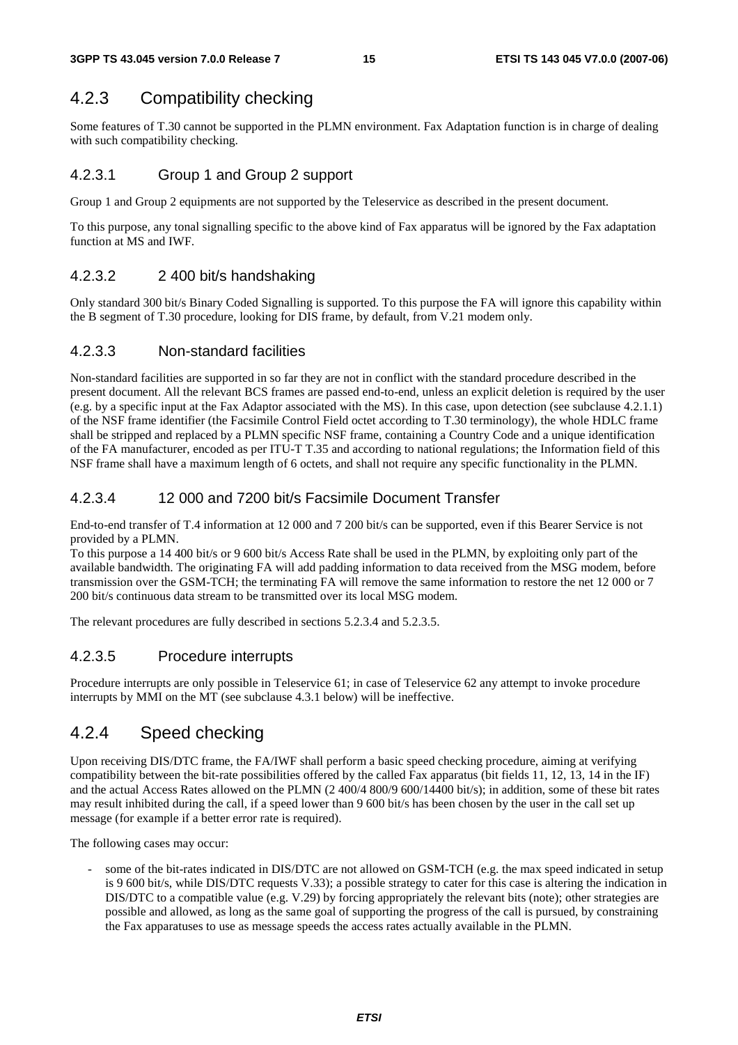### 4.2.3 Compatibility checking

Some features of T.30 cannot be supported in the PLMN environment. Fax Adaptation function is in charge of dealing with such compatibility checking.

#### 4.2.3.1 Group 1 and Group 2 support

Group 1 and Group 2 equipments are not supported by the Teleservice as described in the present document.

To this purpose, any tonal signalling specific to the above kind of Fax apparatus will be ignored by the Fax adaptation function at MS and IWF.

#### 4.2.3.2 2 400 bit/s handshaking

Only standard 300 bit/s Binary Coded Signalling is supported. To this purpose the FA will ignore this capability within the B segment of T.30 procedure, looking for DIS frame, by default, from V.21 modem only.

#### 4.2.3.3 Non-standard facilities

Non-standard facilities are supported in so far they are not in conflict with the standard procedure described in the present document. All the relevant BCS frames are passed end-to-end, unless an explicit deletion is required by the user (e.g. by a specific input at the Fax Adaptor associated with the MS). In this case, upon detection (see subclause 4.2.1.1) of the NSF frame identifier (the Facsimile Control Field octet according to T.30 terminology), the whole HDLC frame shall be stripped and replaced by a PLMN specific NSF frame, containing a Country Code and a unique identification of the FA manufacturer, encoded as per ITU-T T.35 and according to national regulations; the Information field of this NSF frame shall have a maximum length of 6 octets, and shall not require any specific functionality in the PLMN.

#### 4.2.3.4 12 000 and 7200 bit/s Facsimile Document Transfer

End-to-end transfer of T.4 information at 12 000 and 7 200 bit/s can be supported, even if this Bearer Service is not provided by a PLMN.
To this purpose a 14 400 bit/s or 9 600 bit/s Access Rate shall be used in the PLMN, by exploiting only part of the available bandwidth. The originating FA will add padding information to data received from the MSG modem, before transmission over the GSM-TCH; the terminating FA will remove the same information to restore the net 12 000 or 7 200 bit/s continuous data stream to be transmitted over its local MSG modem.

The relevant procedures are fully described in sections 5.2.3.4 and 5.2.3.5.

#### 4.2.3.5 Procedure interrupts

Procedure interrupts are only possible in Teleservice 61; in case of Teleservice 62 any attempt to invoke procedure interrupts by MMI on the MT (see subclause 4.3.1 below) will be ineffective.

### 4.2.4 Speed checking

Upon receiving DIS/DTC frame, the FA/IWF shall perform a basic speed checking procedure, aiming at verifying compatibility between the bit-rate possibilities offered by the called Fax apparatus (bit fields 11, 12, 13, 14 in the IF) and the actual Access Rates allowed on the PLMN (2 400/4 800/9 600/14400 bit/s); in addition, some of these bit rates may result inhibited during the call, if a speed lower than 9 600 bit/s has been chosen by the user in the call set up message (for example if a better error rate is required).

The following cases may occur:

- some of the bit-rates indicated in DIS/DTC are not allowed on GSM-TCH (e.g. the max speed indicated in setup is 9 600 bit/s, while DIS/DTC requests V.33); a possible strategy to cater for this case is altering the indication in DIS/DTC to a compatible value (e.g. V.29) by forcing appropriately the relevant bits (note); other strategies are possible and allowed, as long as the same goal of supporting the progress of the call is pursued, by constraining the Fax apparatuses to use as message speeds the access rates actually available in the PLMN.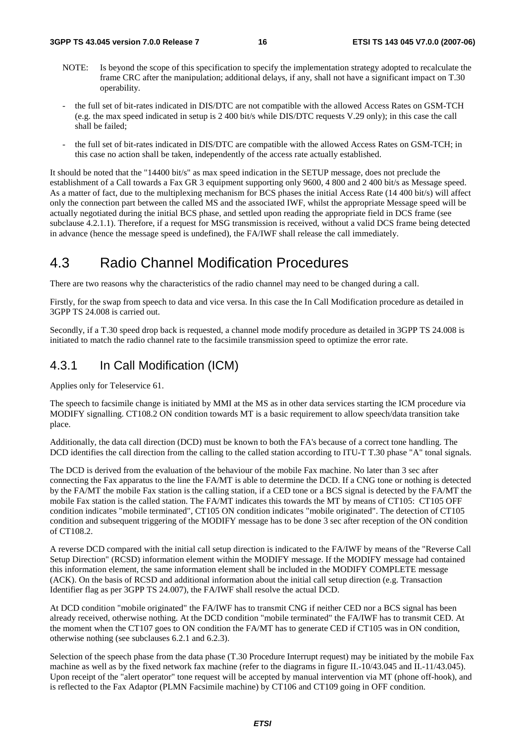NOTE: Is beyond the scope of this specification to specify the implementation strategy adopted to recalculate the frame CRC after the manipulation; additional delays, if any, shall not have a significant impact on T.30 operability.

- the full set of bit-rates indicated in DIS/DTC are not compatible with the allowed Access Rates on GSM-TCH (e.g. the max speed indicated in setup is 2 400 bit/s while DIS/DTC requests V.29 only); in this case the call shall be failed;
- the full set of bit-rates indicated in DIS/DTC are compatible with the allowed Access Rates on GSM-TCH; in this case no action shall be taken, independently of the access rate actually established.

It should be noted that the "14400 bit/s" as max speed indication in the SETUP message, does not preclude the establishment of a Call towards a Fax GR 3 equipment supporting only 9600, 4 800 and 2 400 bit/s as Message speed. As a matter of fact, due to the multiplexing mechanism for BCS phases the initial Access Rate (14 400 bit/s) will affect only the connection part between the called MS and the associated IWF, whilst the appropriate Message speed will be actually negotiated during the initial BCS phase, and settled upon reading the appropriate field in DCS frame (see subclause 4.2.1.1). Therefore, if a request for MSG transmission is received, without a valid DCS frame being detected in advance (hence the message speed is undefined), the FA/IWF shall release the call immediately.

## 4.3 Radio Channel Modification Procedures

There are two reasons why the characteristics of the radio channel may need to be changed during a call.

Firstly, for the swap from speech to data and vice versa. In this case the In Call Modification procedure as detailed in 3GPP TS 24.008 is carried out.

Secondly, if a T.30 speed drop back is requested, a channel mode modify procedure as detailed in 3GPP TS 24.008 is initiated to match the radio channel rate to the facsimile transmission speed to optimize the error rate.

### 4.3.1 In Call Modification (ICM)

Applies only for Teleservice 61.

The speech to facsimile change is initiated by MMI at the MS as in other data services starting the ICM procedure via MODIFY signalling. CT108.2 ON condition towards MT is a basic requirement to allow speech/data transition take place.

Additionally, the data call direction (DCD) must be known to both the FA's because of a correct tone handling. The DCD identifies the call direction from the calling to the called station according to ITU-T T.30 phase "A" tonal signals.

The DCD is derived from the evaluation of the behaviour of the mobile Fax machine. No later than 3 sec after connecting the Fax apparatus to the line the FA/MT is able to determine the DCD. If a CNG tone or nothing is detected by the FA/MT the mobile Fax station is the calling station, if a CED tone or a BCS signal is detected by the FA/MT the mobile Fax station is the called station. The FA/MT indicates this towards the MT by means of CT105: CT105 OFF condition indicates "mobile terminated", CT105 ON condition indicates "mobile originated". The detection of CT105 condition and subsequent triggering of the MODIFY message has to be done 3 sec after reception of the ON condition of CT108.2.

A reverse DCD compared with the initial call setup direction is indicated to the FA/IWF by means of the "Reverse Call Setup Direction" (RCSD) information element within the MODIFY message. If the MODIFY message had contained this information element, the same information element shall be included in the MODIFY COMPLETE message (ACK). On the basis of RCSD and additional information about the initial call setup direction (e.g. Transaction Identifier flag as per 3GPP TS 24.007), the FA/IWF shall resolve the actual DCD.

At DCD condition "mobile originated" the FA/IWF has to transmit CNG if neither CED nor a BCS signal has been already received, otherwise nothing. At the DCD condition "mobile terminated" the FA/IWF has to transmit CED. At the moment when the CT107 goes to ON condition the FA/MT has to generate CED if CT105 was in ON condition, otherwise nothing (see subclauses 6.2.1 and 6.2.3).

Selection of the speech phase from the data phase (T.30 Procedure Interrupt request) may be initiated by the mobile Fax machine as well as by the fixed network fax machine (refer to the diagrams in figure II.-10/43.045 and II.-11/43.045). Upon receipt of the "alert operator" tone request will be accepted by manual intervention via MT (phone off-hook), and is reflected to the Fax Adaptor (PLMN Facsimile machine) by CT106 and CT109 going in OFF condition.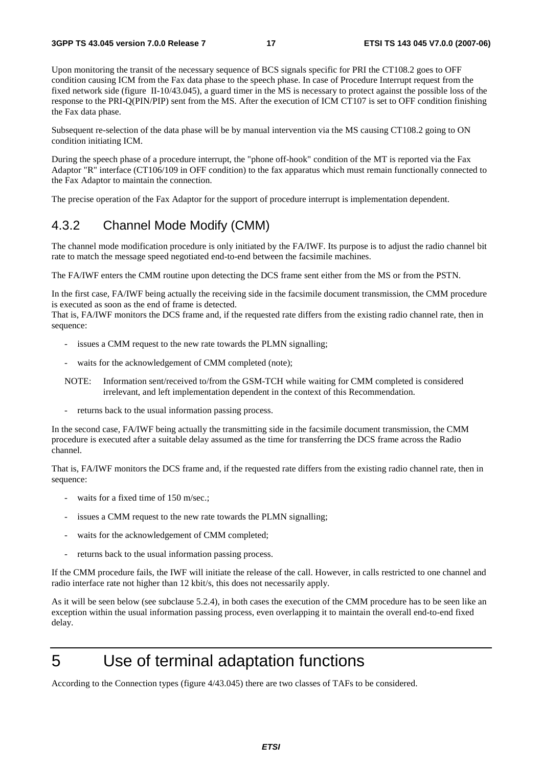Upon monitoring the transit of the necessary sequence of BCS signals specific for PRI the CT108.2 goes to OFF condition causing ICM from the Fax data phase to the speech phase. In case of Procedure Interrupt request from the fixed network side (figure II-10/43.045), a guard timer in the MS is necessary to protect against the possible loss of the response to the PRI-Q(PIN/PIP) sent from the MS. After the execution of ICM CT107 is set to OFF condition finishing the Fax data phase.

Subsequent re-selection of the data phase will be by manual intervention via the MS causing CT108.2 going to ON condition initiating ICM.

During the speech phase of a procedure interrupt, the "phone off-hook" condition of the MT is reported via the Fax Adaptor "R" interface (CT106/109 in OFF condition) to the fax apparatus which must remain functionally connected to the Fax Adaptor to maintain the connection.

The precise operation of the Fax Adaptor for the support of procedure interrupt is implementation dependent.

### 4.3.2 Channel Mode Modify (CMM)

The channel mode modification procedure is only initiated by the FA/IWF. Its purpose is to adjust the radio channel bit rate to match the message speed negotiated end-to-end between the facsimile machines.

The FA/IWF enters the CMM routine upon detecting the DCS frame sent either from the MS or from the PSTN.

In the first case, FA/IWF being actually the receiving side in the facsimile document transmission, the CMM procedure is executed as soon as the end of frame is detected.
That is, FA/IWF monitors the DCS frame and, if the requested rate differs from the existing radio channel rate, then in sequence:

- issues a CMM request to the new rate towards the PLMN signalling;
- waits for the acknowledgement of CMM completed (note);

NOTE: Information sent/received to/from the GSM-TCH while waiting for CMM completed is considered irrelevant, and left implementation dependent in the context of this Recommendation.

- returns back to the usual information passing process.

In the second case, FA/IWF being actually the transmitting side in the facsimile document transmission, the CMM procedure is executed after a suitable delay assumed as the time for transferring the DCS frame across the Radio channel.

That is, FA/IWF monitors the DCS frame and, if the requested rate differs from the existing radio channel rate, then in sequence:

- waits for a fixed time of 150 m/sec.;
- issues a CMM request to the new rate towards the PLMN signalling;
- waits for the acknowledgement of CMM completed;
- returns back to the usual information passing process.

If the CMM procedure fails, the IWF will initiate the release of the call. However, in calls restricted to one channel and radio interface rate not higher than 12 kbit/s, this does not necessarily apply.

As it will be seen below (see subclause 5.2.4), in both cases the execution of the CMM procedure has to be seen like an exception within the usual information passing process, even overlapping it to maintain the overall end-to-end fixed delay.

# 5 Use of terminal adaptation functions

According to the Connection types (figure 4/43.045) there are two classes of TAFs to be considered.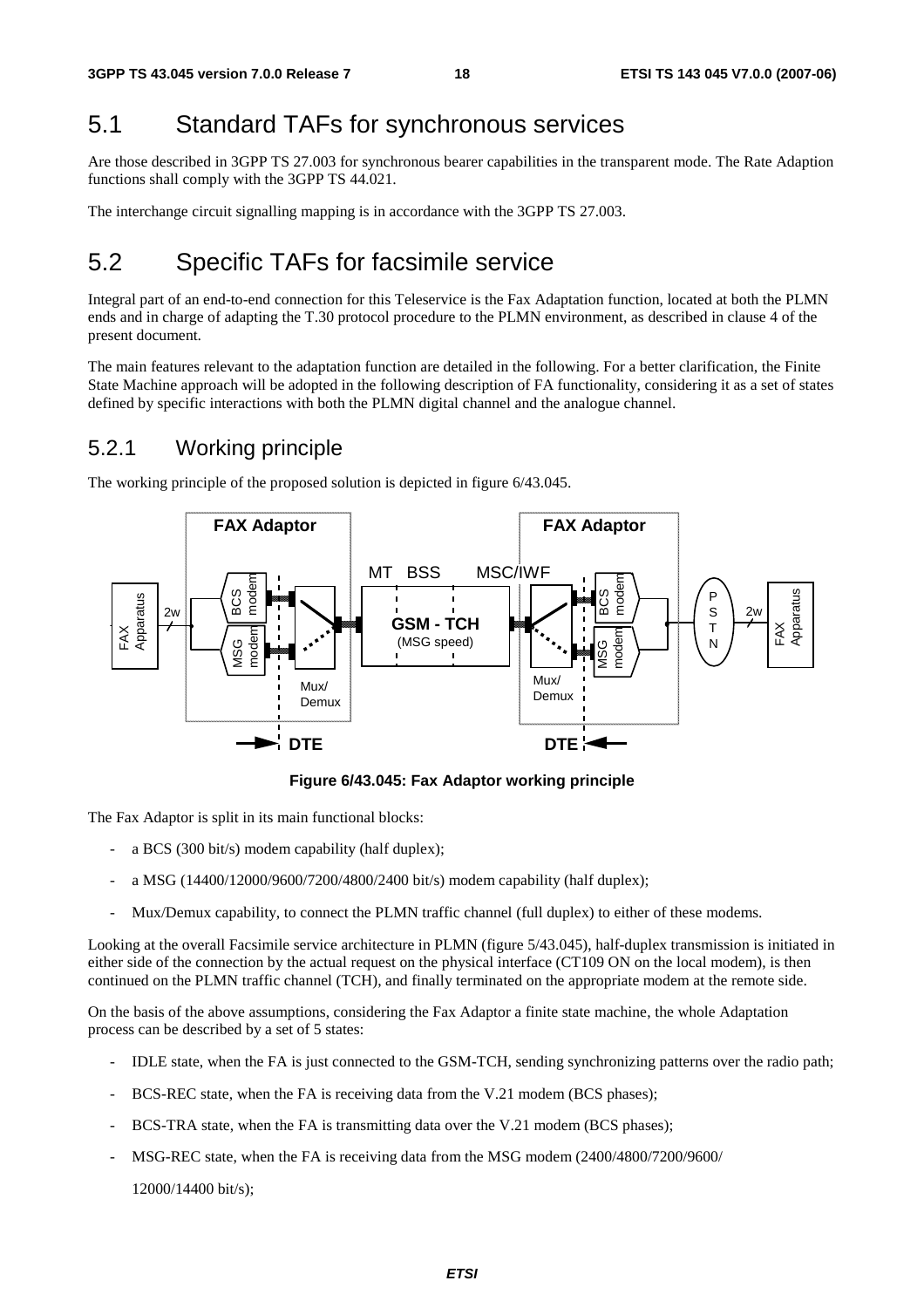## 5.1 Standard TAFs for synchronous services

Are those described in 3GPP TS 27.003 for synchronous bearer capabilities in the transparent mode. The Rate Adaption functions shall comply with the 3GPP TS 44.021.

The interchange circuit signalling mapping is in accordance with the 3GPP TS 27.003.

## 5.2 Specific TAFs for facsimile service

Integral part of an end-to-end connection for this Teleservice is the Fax Adaptation function, located at both the PLMN ends and in charge of adapting the T.30 protocol procedure to the PLMN environment, as described in clause 4 of the present document.

The main features relevant to the adaptation function are detailed in the following. For a better clarification, the Finite State Machine approach will be adopted in the following description of FA functionality, considering it as a set of states defined by specific interactions with both the PLMN digital channel and the analogue channel.

### 5.2.1 Working principle

The working principle of the proposed solution is depicted in figure 6/43.045.

**Figure 6/43.045: Fax Adaptor working principle**

The Fax Adaptor is split in its main functional blocks:

- a BCS (300 bit/s) modem capability (half duplex);
- a MSG (14400/12000/9600/7200/4800/2400 bit/s) modem capability (half duplex);
- Mux/Demux capability, to connect the PLMN traffic channel (full duplex) to either of these modems.

Looking at the overall Facsimile service architecture in PLMN (figure 5/43.045), half-duplex transmission is initiated in either side of the connection by the actual request on the physical interface (CT109 ON on the local modem), is then continued on the PLMN traffic channel (TCH), and finally terminated on the appropriate modem at the remote side.

On the basis of the above assumptions, considering the Fax Adaptor a finite state machine, the whole Adaptation process can be described by a set of 5 states:

- IDLE state, when the FA is just connected to the GSM-TCH, sending synchronizing patterns over the radio path;
- BCS-REC state, when the FA is receiving data from the V.21 modem (BCS phases);
- BCS-TRA state, when the FA is transmitting data over the V.21 modem (BCS phases);
- MSG-REC state, when the FA is receiving data from the MSG modem (2400/4800/7200/9600/

  12000/14400 bit/s);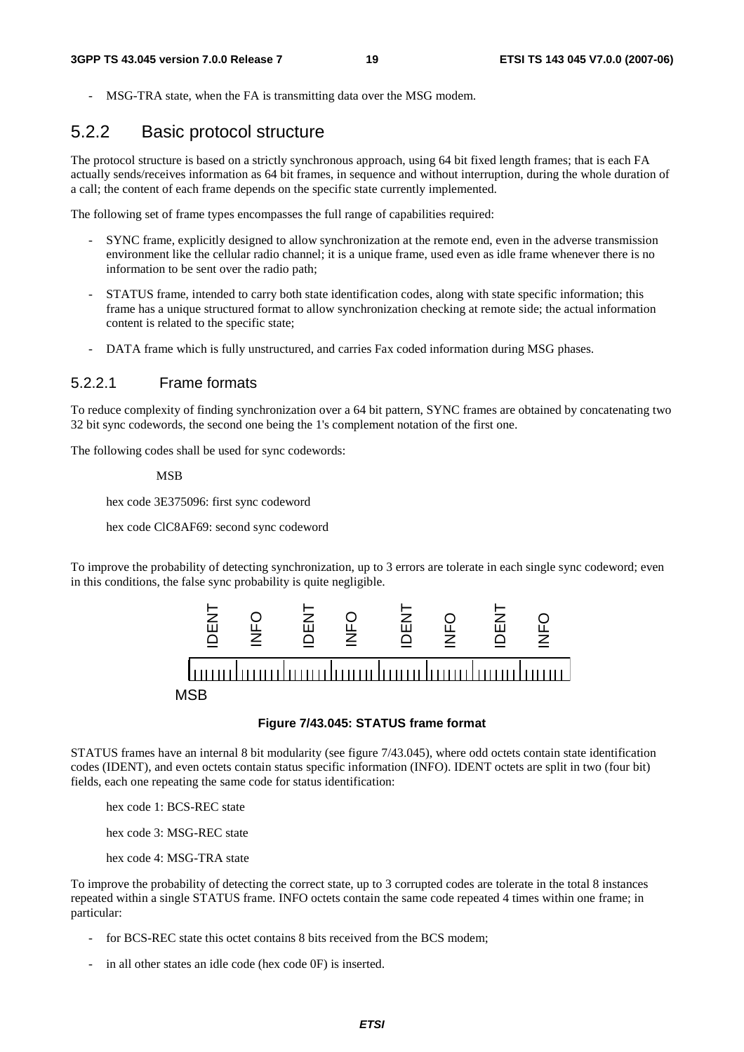- MSG-TRA state, when the FA is transmitting data over the MSG modem.

### 5.2.2 Basic protocol structure

The protocol structure is based on a strictly synchronous approach, using 64 bit fixed length frames; that is each FA actually sends/receives information as 64 bit frames, in sequence and without interruption, during the whole duration of a call; the content of each frame depends on the specific state currently implemented.

The following set of frame types encompasses the full range of capabilities required:

- SYNC frame, explicitly designed to allow synchronization at the remote end, even in the adverse transmission environment like the cellular radio channel; it is a unique frame, used even as idle frame whenever there is no information to be sent over the radio path;
- STATUS frame, intended to carry both state identification codes, along with state specific information; this frame has a unique structured format to allow synchronization checking at remote side; the actual information content is related to the specific state;
- DATA frame which is fully unstructured, and carries Fax coded information during MSG phases.

#### 5.2.2.1 Frame formats

To reduce complexity of finding synchronization over a 64 bit pattern, SYNC frames are obtained by concatenating two 32 bit sync codewords, the second one being the 1's complement notation of the first one.

The following codes shall be used for sync codewords:

MSB

hex code 3E375096: first sync codeword

hex code ClC8AF69: second sync codeword

To improve the probability of detecting synchronization, up to 3 errors are tolerate in each single sync codeword; even in this conditions, the false sync probability is quite negligible.

| IDENT | INFO | IDENT | INFO | IDENT | INFO | IDENT | INFO |
|---|---|---|---|---|---|---|---|

MSB

**Figure 7/43.045: STATUS frame format**

STATUS frames have an internal 8 bit modularity (see figure 7/43.045), where odd octets contain state identification codes (IDENT), and even octets contain status specific information (INFO). IDENT octets are split in two (four bit) fields, each one repeating the same code for status identification:

hex code 1: BCS-REC state

hex code 3: MSG-REC state

hex code 4: MSG-TRA state

To improve the probability of detecting the correct state, up to 3 corrupted codes are tolerate in the total 8 instances repeated within a single STATUS frame. INFO octets contain the same code repeated 4 times within one frame; in particular:

- for BCS-REC state this octet contains 8 bits received from the BCS modem;
- in all other states an idle code (hex code 0F) is inserted.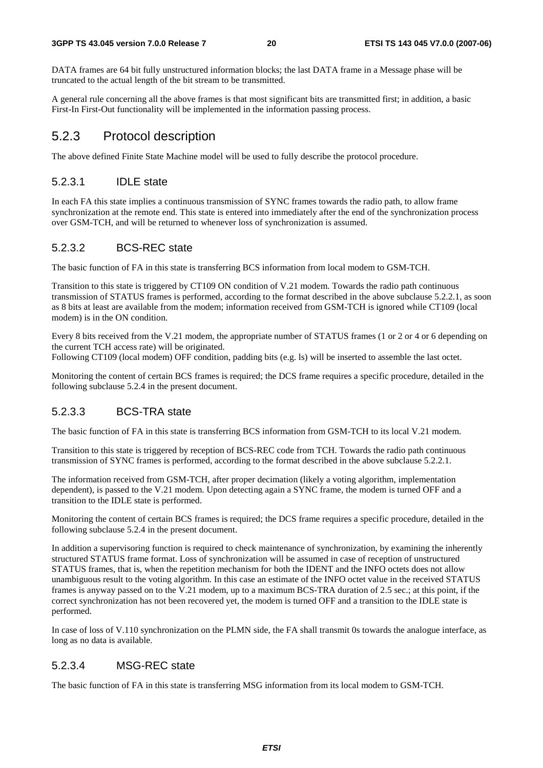DATA frames are 64 bit fully unstructured information blocks; the last DATA frame in a Message phase will be truncated to the actual length of the bit stream to be transmitted.

A general rule concerning all the above frames is that most significant bits are transmitted first; in addition, a basic First-In First-Out functionality will be implemented in the information passing process.

## 5.2.3 Protocol description

The above defined Finite State Machine model will be used to fully describe the protocol procedure.

### 5.2.3.1 IDLE state

In each FA this state implies a continuous transmission of SYNC frames towards the radio path, to allow frame synchronization at the remote end. This state is entered into immediately after the end of the synchronization process over GSM-TCH, and will be returned to whenever loss of synchronization is assumed.

### 5.2.3.2 BCS-REC state

The basic function of FA in this state is transferring BCS information from local modem to GSM-TCH.

Transition to this state is triggered by CT109 ON condition of V.21 modem. Towards the radio path continuous transmission of STATUS frames is performed, according to the format described in the above subclause 5.2.2.1, as soon as 8 bits at least are available from the modem; information received from GSM-TCH is ignored while CT109 (local modem) is in the ON condition.

Every 8 bits received from the V.21 modem, the appropriate number of STATUS frames (1 or 2 or 4 or 6 depending on the current TCH access rate) will be originated.
Following CT109 (local modem) OFF condition, padding bits (e.g. ls) will be inserted to assemble the last octet.

Monitoring the content of certain BCS frames is required; the DCS frame requires a specific procedure, detailed in the following subclause 5.2.4 in the present document.

### 5.2.3.3 BCS-TRA state

The basic function of FA in this state is transferring BCS information from GSM-TCH to its local V.21 modem.

Transition to this state is triggered by reception of BCS-REC code from TCH. Towards the radio path continuous transmission of SYNC frames is performed, according to the format described in the above subclause 5.2.2.1.

The information received from GSM-TCH, after proper decimation (likely a voting algorithm, implementation dependent), is passed to the V.21 modem. Upon detecting again a SYNC frame, the modem is turned OFF and a transition to the IDLE state is performed.

Monitoring the content of certain BCS frames is required; the DCS frame requires a specific procedure, detailed in the following subclause 5.2.4 in the present document.

In addition a supervisoring function is required to check maintenance of synchronization, by examining the inherently structured STATUS frame format. Loss of synchronization will be assumed in case of reception of unstructured STATUS frames, that is, when the repetition mechanism for both the IDENT and the INFO octets does not allow unambiguous result to the voting algorithm. In this case an estimate of the INFO octet value in the received STATUS frames is anyway passed on to the V.21 modem, up to a maximum BCS-TRA duration of 2.5 sec.; at this point, if the correct synchronization has not been recovered yet, the modem is turned OFF and a transition to the IDLE state is performed.

In case of loss of V.110 synchronization on the PLMN side, the FA shall transmit 0s towards the analogue interface, as long as no data is available.

### 5.2.3.4 MSG-REC state

The basic function of FA in this state is transferring MSG information from its local modem to GSM-TCH.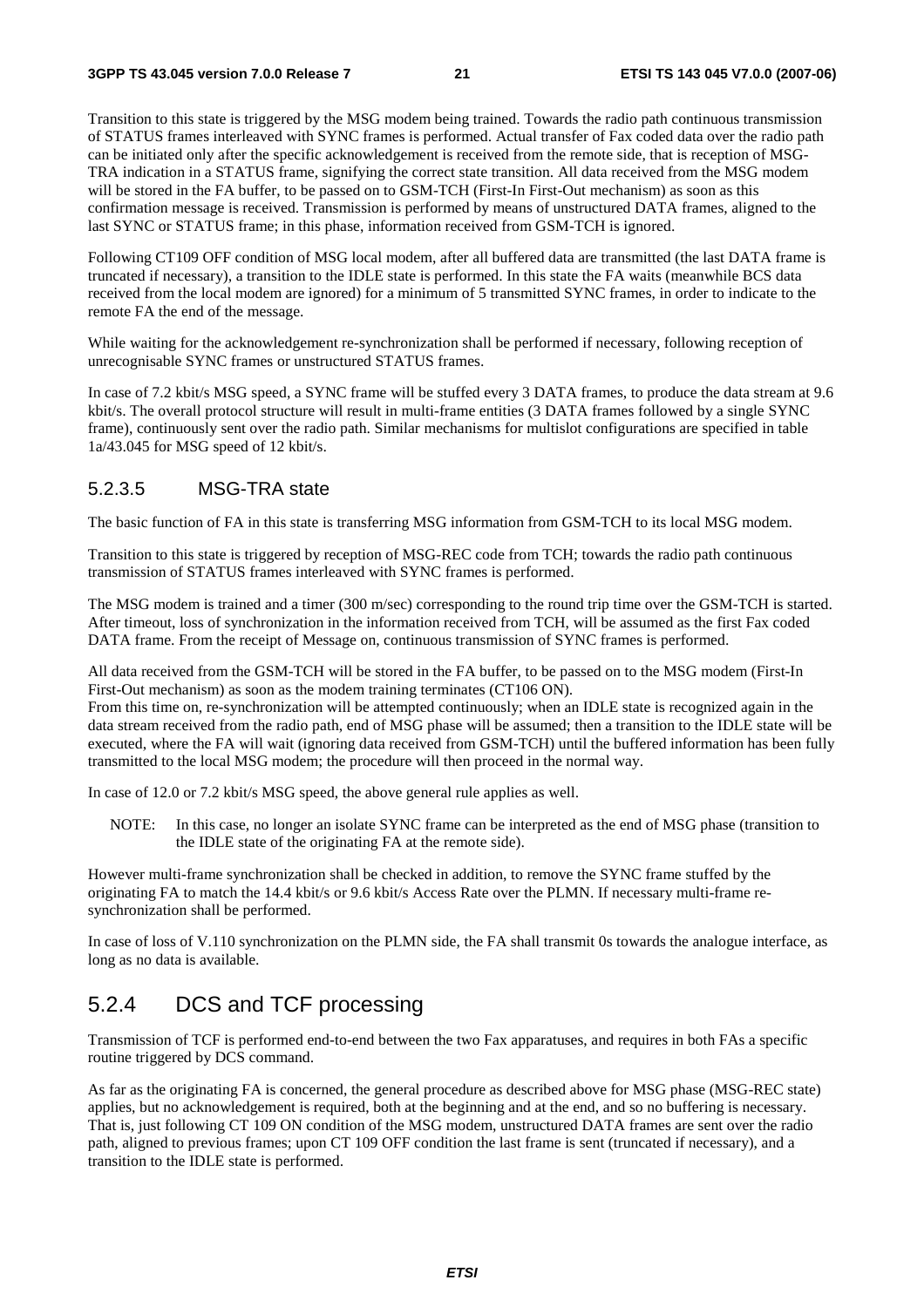Transition to this state is triggered by the MSG modem being trained. Towards the radio path continuous transmission of STATUS frames interleaved with SYNC frames is performed. Actual transfer of Fax coded data over the radio path can be initiated only after the specific acknowledgement is received from the remote side, that is reception of MSG-TRA indication in a STATUS frame, signifying the correct state transition. All data received from the MSG modem will be stored in the FA buffer, to be passed on to GSM-TCH (First-In First-Out mechanism) as soon as this confirmation message is received. Transmission is performed by means of unstructured DATA frames, aligned to the last SYNC or STATUS frame; in this phase, information received from GSM-TCH is ignored.

Following CT109 OFF condition of MSG local modem, after all buffered data are transmitted (the last DATA frame is truncated if necessary), a transition to the IDLE state is performed. In this state the FA waits (meanwhile BCS data received from the local modem are ignored) for a minimum of 5 transmitted SYNC frames, in order to indicate to the remote FA the end of the message.

While waiting for the acknowledgement re-synchronization shall be performed if necessary, following reception of unrecognisable SYNC frames or unstructured STATUS frames.

In case of 7.2 kbit/s MSG speed, a SYNC frame will be stuffed every 3 DATA frames, to produce the data stream at 9.6 kbit/s. The overall protocol structure will result in multi-frame entities (3 DATA frames followed by a single SYNC frame), continuously sent over the radio path. Similar mechanisms for multislot configurations are specified in table 1a/43.045 for MSG speed of 12 kbit/s.

#### 5.2.3.5 MSG-TRA state

The basic function of FA in this state is transferring MSG information from GSM-TCH to its local MSG modem.

Transition to this state is triggered by reception of MSG-REC code from TCH; towards the radio path continuous transmission of STATUS frames interleaved with SYNC frames is performed.

The MSG modem is trained and a timer (300 m/sec) corresponding to the round trip time over the GSM-TCH is started. After timeout, loss of synchronization in the information received from TCH, will be assumed as the first Fax coded DATA frame. From the receipt of Message on, continuous transmission of SYNC frames is performed.

All data received from the GSM-TCH will be stored in the FA buffer, to be passed on to the MSG modem (First-In First-Out mechanism) as soon as the modem training terminates (CT106 ON).
From this time on, re-synchronization will be attempted continuously; when an IDLE state is recognized again in the data stream received from the radio path, end of MSG phase will be assumed; then a transition to the IDLE state will be executed, where the FA will wait (ignoring data received from GSM-TCH) until the buffered information has been fully transmitted to the local MSG modem; the procedure will then proceed in the normal way.

In case of 12.0 or 7.2 kbit/s MSG speed, the above general rule applies as well.

NOTE: In this case, no longer an isolate SYNC frame can be interpreted as the end of MSG phase (transition to the IDLE state of the originating FA at the remote side).

However multi-frame synchronization shall be checked in addition, to remove the SYNC frame stuffed by the originating FA to match the 14.4 kbit/s or 9.6 kbit/s Access Rate over the PLMN. If necessary multi-frame re-synchronization shall be performed.

In case of loss of V.110 synchronization on the PLMN side, the FA shall transmit 0s towards the analogue interface, as long as no data is available.

### 5.2.4 DCS and TCF processing

Transmission of TCF is performed end-to-end between the two Fax apparatuses, and requires in both FAs a specific routine triggered by DCS command.

As far as the originating FA is concerned, the general procedure as described above for MSG phase (MSG-REC state) applies, but no acknowledgement is required, both at the beginning and at the end, and so no buffering is necessary. That is, just following CT 109 ON condition of the MSG modem, unstructured DATA frames are sent over the radio path, aligned to previous frames; upon CT 109 OFF condition the last frame is sent (truncated if necessary), and a transition to the IDLE state is performed.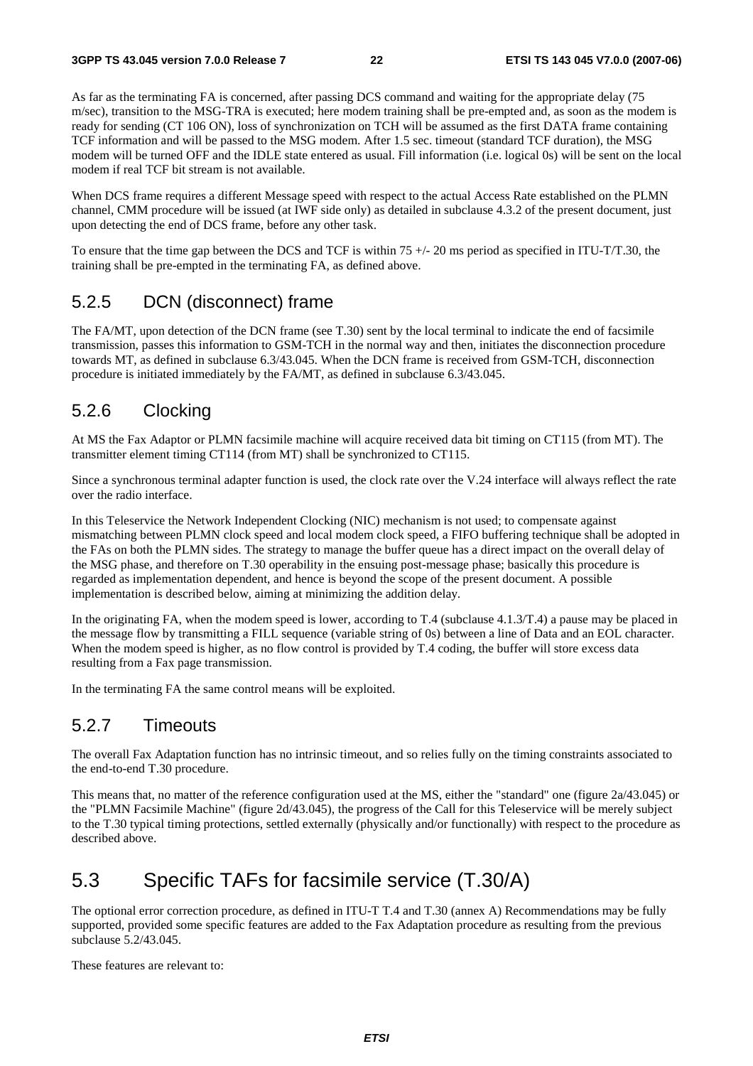As far as the terminating FA is concerned, after passing DCS command and waiting for the appropriate delay (75 m/sec), transition to the MSG-TRA is executed; here modem training shall be pre-empted and, as soon as the modem is ready for sending (CT 106 ON), loss of synchronization on TCH will be assumed as the first DATA frame containing TCF information and will be passed to the MSG modem. After 1.5 sec. timeout (standard TCF duration), the MSG modem will be turned OFF and the IDLE state entered as usual. Fill information (i.e. logical 0s) will be sent on the local modem if real TCF bit stream is not available.

When DCS frame requires a different Message speed with respect to the actual Access Rate established on the PLMN channel, CMM procedure will be issued (at IWF side only) as detailed in subclause 4.3.2 of the present document, just upon detecting the end of DCS frame, before any other task.

To ensure that the time gap between the DCS and TCF is within 75 +/- 20 ms period as specified in ITU-T/T.30, the training shall be pre-empted in the terminating FA, as defined above.

### 5.2.5 DCN (disconnect) frame

The FA/MT, upon detection of the DCN frame (see T.30) sent by the local terminal to indicate the end of facsimile transmission, passes this information to GSM-TCH in the normal way and then, initiates the disconnection procedure towards MT, as defined in subclause 6.3/43.045. When the DCN frame is received from GSM-TCH, disconnection procedure is initiated immediately by the FA/MT, as defined in subclause 6.3/43.045.

### 5.2.6 Clocking

At MS the Fax Adaptor or PLMN facsimile machine will acquire received data bit timing on CT115 (from MT). The transmitter element timing CT114 (from MT) shall be synchronized to CT115.

Since a synchronous terminal adapter function is used, the clock rate over the V.24 interface will always reflect the rate over the radio interface.

In this Teleservice the Network Independent Clocking (NIC) mechanism is not used; to compensate against mismatching between PLMN clock speed and local modem clock speed, a FIFO buffering technique shall be adopted in the FAs on both the PLMN sides. The strategy to manage the buffer queue has a direct impact on the overall delay of the MSG phase, and therefore on T.30 operability in the ensuing post-message phase; basically this procedure is regarded as implementation dependent, and hence is beyond the scope of the present document. A possible implementation is described below, aiming at minimizing the addition delay.

In the originating FA, when the modem speed is lower, according to T.4 (subclause 4.1.3/T.4) a pause may be placed in the message flow by transmitting a FILL sequence (variable string of 0s) between a line of Data and an EOL character. When the modem speed is higher, as no flow control is provided by T.4 coding, the buffer will store excess data resulting from a Fax page transmission.

In the terminating FA the same control means will be exploited.

### 5.2.7 Timeouts

The overall Fax Adaptation function has no intrinsic timeout, and so relies fully on the timing constraints associated to the end-to-end T.30 procedure.

This means that, no matter of the reference configuration used at the MS, either the "standard" one (figure 2a/43.045) or the "PLMN Facsimile Machine" (figure 2d/43.045), the progress of the Call for this Teleservice will be merely subject to the T.30 typical timing protections, settled externally (physically and/or functionally) with respect to the procedure as described above.

## 5.3 Specific TAFs for facsimile service (T.30/A)

The optional error correction procedure, as defined in ITU-T T.4 and T.30 (annex A) Recommendations may be fully supported, provided some specific features are added to the Fax Adaptation procedure as resulting from the previous subclause 5.2/43.045.

These features are relevant to: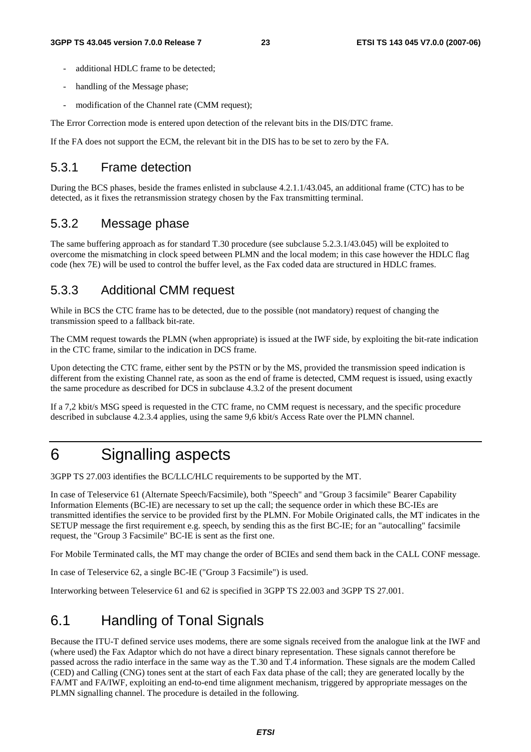- additional HDLC frame to be detected;
- handling of the Message phase;
- modification of the Channel rate (CMM request);

The Error Correction mode is entered upon detection of the relevant bits in the DIS/DTC frame.

If the FA does not support the ECM, the relevant bit in the DIS has to be set to zero by the FA.

### 5.3.1 Frame detection

During the BCS phases, beside the frames enlisted in subclause 4.2.1.1/43.045, an additional frame (CTC) has to be detected, as it fixes the retransmission strategy chosen by the Fax transmitting terminal.

### 5.3.2 Message phase

The same buffering approach as for standard T.30 procedure (see subclause 5.2.3.1/43.045) will be exploited to overcome the mismatching in clock speed between PLMN and the local modem; in this case however the HDLC flag code (hex 7E) will be used to control the buffer level, as the Fax coded data are structured in HDLC frames.

### 5.3.3 Additional CMM request

While in BCS the CTC frame has to be detected, due to the possible (not mandatory) request of changing the transmission speed to a fallback bit-rate.

The CMM request towards the PLMN (when appropriate) is issued at the IWF side, by exploiting the bit-rate indication in the CTC frame, similar to the indication in DCS frame.

Upon detecting the CTC frame, either sent by the PSTN or by the MS, provided the transmission speed indication is different from the existing Channel rate, as soon as the end of frame is detected, CMM request is issued, using exactly the same procedure as described for DCS in subclause 4.3.2 of the present document

If a 7,2 kbit/s MSG speed is requested in the CTC frame, no CMM request is necessary, and the specific procedure described in subclause 4.2.3.4 applies, using the same 9,6 kbit/s Access Rate over the PLMN channel.

# 6 Signalling aspects

3GPP TS 27.003 identifies the BC/LLC/HLC requirements to be supported by the MT.

In case of Teleservice 61 (Alternate Speech/Facsimile), both "Speech" and "Group 3 facsimile" Bearer Capability Information Elements (BC-IE) are necessary to set up the call; the sequence order in which these BC-IEs are transmitted identifies the service to be provided first by the PLMN. For Mobile Originated calls, the MT indicates in the SETUP message the first requirement e.g. speech, by sending this as the first BC-IE; for an "autocalling" facsimile request, the "Group 3 Facsimile" BC-IE is sent as the first one.

For Mobile Terminated calls, the MT may change the order of BCIEs and send them back in the CALL CONF message.

In case of Teleservice 62, a single BC-IE ("Group 3 Facsimile") is used.

Interworking between Teleservice 61 and 62 is specified in 3GPP TS 22.003 and 3GPP TS 27.001.

## 6.1 Handling of Tonal Signals

Because the ITU-T defined service uses modems, there are some signals received from the analogue link at the IWF and (where used) the Fax Adaptor which do not have a direct binary representation. These signals cannot therefore be passed across the radio interface in the same way as the T.30 and T.4 information. These signals are the modem Called (CED) and Calling (CNG) tones sent at the start of each Fax data phase of the call; they are generated locally by the FA/MT and FA/IWF, exploiting an end-to-end time alignment mechanism, triggered by appropriate messages on the PLMN signalling channel. The procedure is detailed in the following.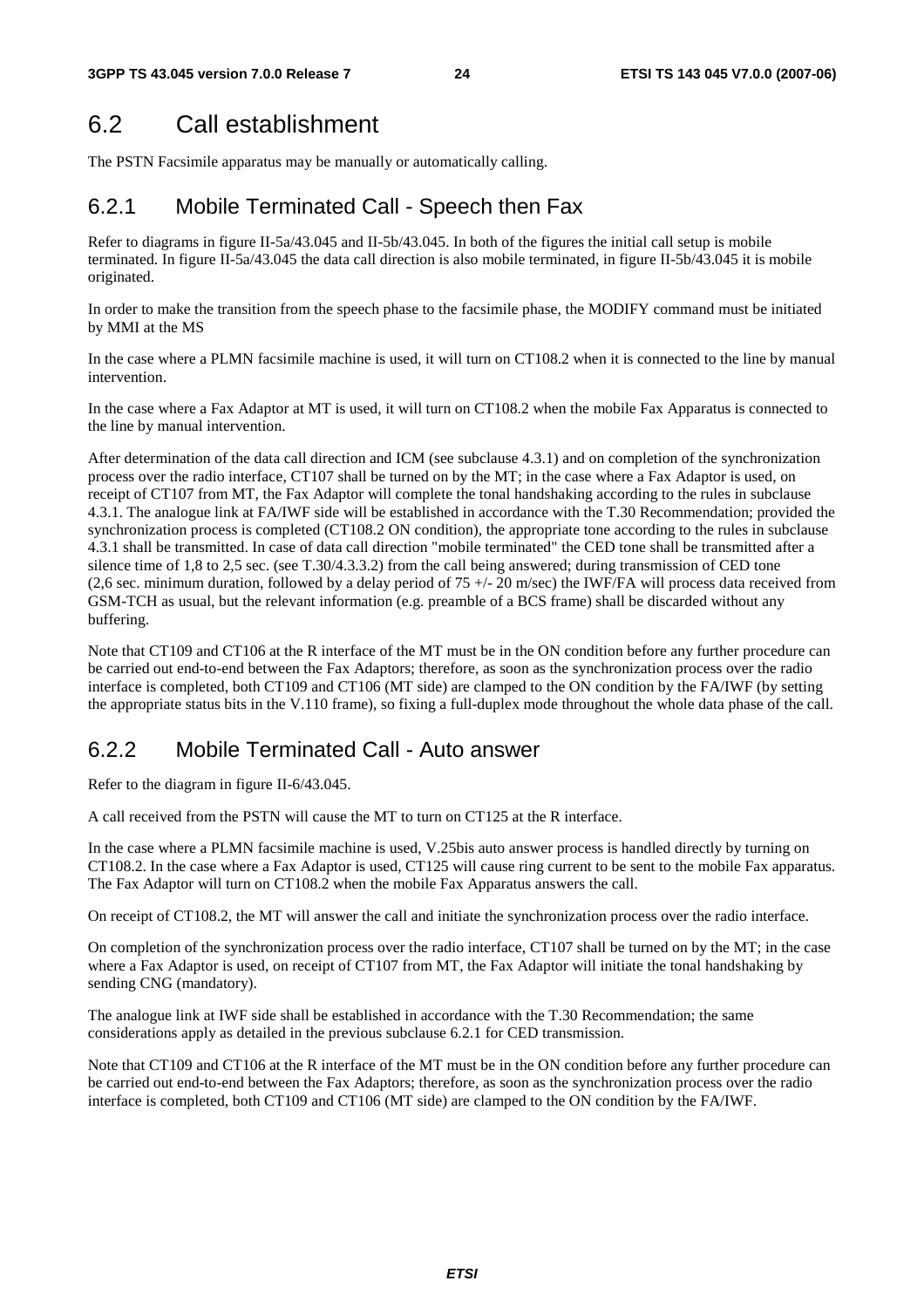## 6.2 Call establishment

The PSTN Facsimile apparatus may be manually or automatically calling.

### 6.2.1 Mobile Terminated Call - Speech then Fax

Refer to diagrams in figure II-5a/43.045 and II-5b/43.045. In both of the figures the initial call setup is mobile terminated. In figure II-5a/43.045 the data call direction is also mobile terminated, in figure II-5b/43.045 it is mobile originated.

In order to make the transition from the speech phase to the facsimile phase, the MODIFY command must be initiated by MMI at the MS

In the case where a PLMN facsimile machine is used, it will turn on CT108.2 when it is connected to the line by manual intervention.

In the case where a Fax Adaptor at MT is used, it will turn on CT108.2 when the mobile Fax Apparatus is connected to the line by manual intervention.

After determination of the data call direction and ICM (see subclause 4.3.1) and on completion of the synchronization process over the radio interface, CT107 shall be turned on by the MT; in the case where a Fax Adaptor is used, on receipt of CT107 from MT, the Fax Adaptor will complete the tonal handshaking according to the rules in subclause 4.3.1. The analogue link at FA/IWF side will be established in accordance with the T.30 Recommendation; provided the synchronization process is completed (CT108.2 ON condition), the appropriate tone according to the rules in subclause 4.3.1 shall be transmitted. In case of data call direction "mobile terminated" the CED tone shall be transmitted after a silence time of 1,8 to 2,5 sec. (see T.30/4.3.3.2) from the call being answered; during transmission of CED tone (2,6 sec. minimum duration, followed by a delay period of 75 +/- 20 m/sec) the IWF/FA will process data received from GSM-TCH as usual, but the relevant information (e.g. preamble of a BCS frame) shall be discarded without any buffering.

Note that CT109 and CT106 at the R interface of the MT must be in the ON condition before any further procedure can be carried out end-to-end between the Fax Adaptors; therefore, as soon as the synchronization process over the radio interface is completed, both CT109 and CT106 (MT side) are clamped to the ON condition by the FA/IWF (by setting the appropriate status bits in the V.110 frame), so fixing a full-duplex mode throughout the whole data phase of the call.

### 6.2.2 Mobile Terminated Call - Auto answer

Refer to the diagram in figure II-6/43.045.

A call received from the PSTN will cause the MT to turn on CT125 at the R interface.

In the case where a PLMN facsimile machine is used, V.25bis auto answer process is handled directly by turning on CT108.2. In the case where a Fax Adaptor is used, CT125 will cause ring current to be sent to the mobile Fax apparatus. The Fax Adaptor will turn on CT108.2 when the mobile Fax Apparatus answers the call.

On receipt of CT108.2, the MT will answer the call and initiate the synchronization process over the radio interface.

On completion of the synchronization process over the radio interface, CT107 shall be turned on by the MT; in the case where a Fax Adaptor is used, on receipt of CT107 from MT, the Fax Adaptor will initiate the tonal handshaking by sending CNG (mandatory).

The analogue link at IWF side shall be established in accordance with the T.30 Recommendation; the same considerations apply as detailed in the previous subclause 6.2.1 for CED transmission.

Note that CT109 and CT106 at the R interface of the MT must be in the ON condition before any further procedure can be carried out end-to-end between the Fax Adaptors; therefore, as soon as the synchronization process over the radio interface is completed, both CT109 and CT106 (MT side) are clamped to the ON condition by the FA/IWF.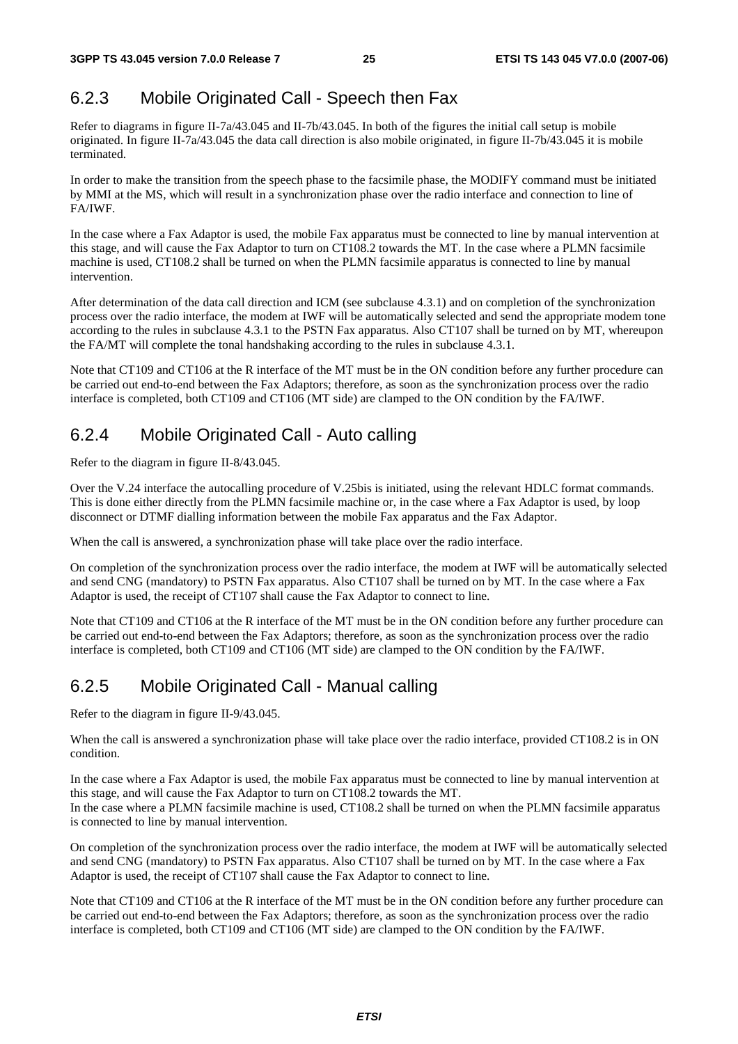### 6.2.3 Mobile Originated Call - Speech then Fax

Refer to diagrams in figure II-7a/43.045 and II-7b/43.045. In both of the figures the initial call setup is mobile originated. In figure II-7a/43.045 the data call direction is also mobile originated, in figure II-7b/43.045 it is mobile terminated.

In order to make the transition from the speech phase to the facsimile phase, the MODIFY command must be initiated by MMI at the MS, which will result in a synchronization phase over the radio interface and connection to line of FA/IWF.

In the case where a Fax Adaptor is used, the mobile Fax apparatus must be connected to line by manual intervention at this stage, and will cause the Fax Adaptor to turn on CT108.2 towards the MT. In the case where a PLMN facsimile machine is used, CT108.2 shall be turned on when the PLMN facsimile apparatus is connected to line by manual intervention.

After determination of the data call direction and ICM (see subclause 4.3.1) and on completion of the synchronization process over the radio interface, the modem at IWF will be automatically selected and send the appropriate modem tone according to the rules in subclause 4.3.1 to the PSTN Fax apparatus. Also CT107 shall be turned on by MT, whereupon the FA/MT will complete the tonal handshaking according to the rules in subclause 4.3.1.

Note that CT109 and CT106 at the R interface of the MT must be in the ON condition before any further procedure can be carried out end-to-end between the Fax Adaptors; therefore, as soon as the synchronization process over the radio interface is completed, both CT109 and CT106 (MT side) are clamped to the ON condition by the FA/IWF.

### 6.2.4 Mobile Originated Call - Auto calling

Refer to the diagram in figure II-8/43.045.

Over the V.24 interface the autocalling procedure of V.25bis is initiated, using the relevant HDLC format commands. This is done either directly from the PLMN facsimile machine or, in the case where a Fax Adaptor is used, by loop disconnect or DTMF dialling information between the mobile Fax apparatus and the Fax Adaptor.

When the call is answered, a synchronization phase will take place over the radio interface.

On completion of the synchronization process over the radio interface, the modem at IWF will be automatically selected and send CNG (mandatory) to PSTN Fax apparatus. Also CT107 shall be turned on by MT. In the case where a Fax Adaptor is used, the receipt of CT107 shall cause the Fax Adaptor to connect to line.

Note that CT109 and CT106 at the R interface of the MT must be in the ON condition before any further procedure can be carried out end-to-end between the Fax Adaptors; therefore, as soon as the synchronization process over the radio interface is completed, both CT109 and CT106 (MT side) are clamped to the ON condition by the FA/IWF.

### 6.2.5 Mobile Originated Call - Manual calling

Refer to the diagram in figure II-9/43.045.

When the call is answered a synchronization phase will take place over the radio interface, provided CT108.2 is in ON condition.

In the case where a Fax Adaptor is used, the mobile Fax apparatus must be connected to line by manual intervention at this stage, and will cause the Fax Adaptor to turn on CT108.2 towards the MT.
In the case where a PLMN facsimile machine is used, CT108.2 shall be turned on when the PLMN facsimile apparatus is connected to line by manual intervention.

On completion of the synchronization process over the radio interface, the modem at IWF will be automatically selected and send CNG (mandatory) to PSTN Fax apparatus. Also CT107 shall be turned on by MT. In the case where a Fax Adaptor is used, the receipt of CT107 shall cause the Fax Adaptor to connect to line.

Note that CT109 and CT106 at the R interface of the MT must be in the ON condition before any further procedure can be carried out end-to-end between the Fax Adaptors; therefore, as soon as the synchronization process over the radio interface is completed, both CT109 and CT106 (MT side) are clamped to the ON condition by the FA/IWF.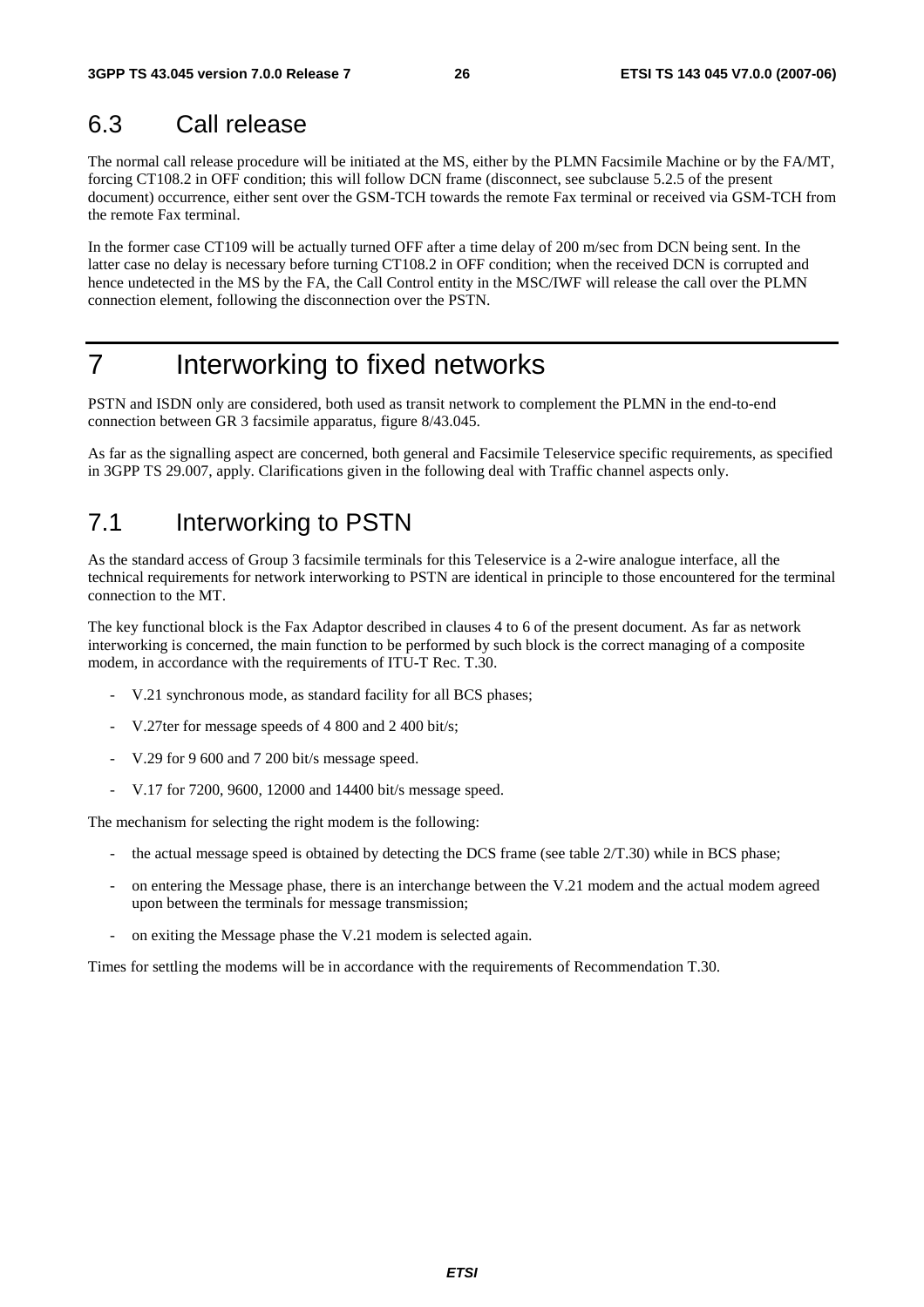## 6.3 Call release

The normal call release procedure will be initiated at the MS, either by the PLMN Facsimile Machine or by the FA/MT, forcing CT108.2 in OFF condition; this will follow DCN frame (disconnect, see subclause 5.2.5 of the present document) occurrence, either sent over the GSM-TCH towards the remote Fax terminal or received via GSM-TCH from the remote Fax terminal.

In the former case CT109 will be actually turned OFF after a time delay of 200 m/sec from DCN being sent. In the latter case no delay is necessary before turning CT108.2 in OFF condition; when the received DCN is corrupted and hence undetected in the MS by the FA, the Call Control entity in the MSC/IWF will release the call over the PLMN connection element, following the disconnection over the PSTN.

# 7 Interworking to fixed networks

PSTN and ISDN only are considered, both used as transit network to complement the PLMN in the end-to-end connection between GR 3 facsimile apparatus, figure 8/43.045.

As far as the signalling aspect are concerned, both general and Facsimile Teleservice specific requirements, as specified in 3GPP TS 29.007, apply. Clarifications given in the following deal with Traffic channel aspects only.

## 7.1 Interworking to PSTN

As the standard access of Group 3 facsimile terminals for this Teleservice is a 2-wire analogue interface, all the technical requirements for network interworking to PSTN are identical in principle to those encountered for the terminal connection to the MT.

The key functional block is the Fax Adaptor described in clauses 4 to 6 of the present document. As far as network interworking is concerned, the main function to be performed by such block is the correct managing of a composite modem, in accordance with the requirements of ITU-T Rec. T.30.

- V.21 synchronous mode, as standard facility for all BCS phases;
- V.27ter for message speeds of 4 800 and 2 400 bit/s;
- V.29 for 9 600 and 7 200 bit/s message speed.
- V.17 for 7200, 9600, 12000 and 14400 bit/s message speed.

The mechanism for selecting the right modem is the following:

- the actual message speed is obtained by detecting the DCS frame (see table 2/T.30) while in BCS phase;
- on entering the Message phase, there is an interchange between the V.21 modem and the actual modem agreed upon between the terminals for message transmission;
- on exiting the Message phase the V.21 modem is selected again.

Times for settling the modems will be in accordance with the requirements of Recommendation T.30.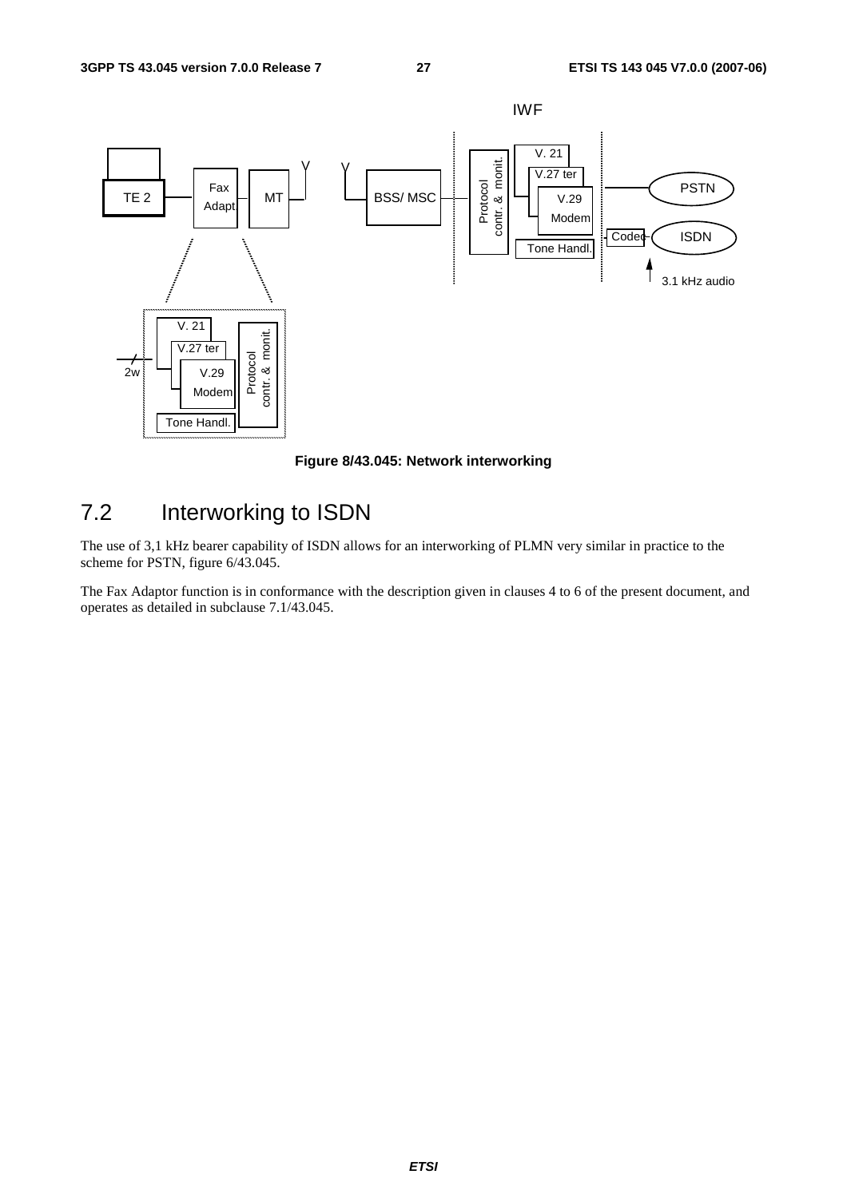**Figure 8/43.045: Network interworking**

## 7.2 Interworking to ISDN

The use of 3,1 kHz bearer capability of ISDN allows for an interworking of PLMN very similar in practice to the scheme for PSTN, figure 6/43.045.

The Fax Adaptor function is in conformance with the description given in clauses 4 to 6 of the present document, and operates as detailed in subclause 7.1/43.045.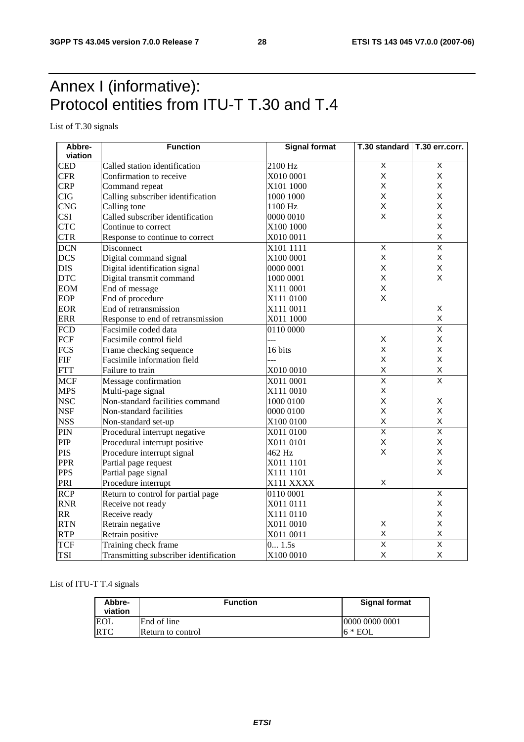# Annex I (informative): Protocol entities from ITU-T T.30 and T.4

List of T.30 signals

| Abbre-viation | Function | Signal format | T.30 standard | T.30 err.corr. |
|---|---|---|---|---|
| CED | Called station identification | 2100 Hz | X | X |
| CFR | Confirmation to receive | X010 0001 | X | X |
| CRP | Command repeat | X101 1000 | X | X |
| CIG | Calling subscriber identification | 1000 1000 | X | X |
| CNG | Calling tone | 1100 Hz | X | X |
| CSI | Called subscriber identification | 0000 0010 | X | X |
| CTC | Continue to correct | X100 1000 | | X |
| CTR | Response to continue to correct | X010 0011 | | X |
| DCN | Disconnect | X101 1111 | X | X |
| DCS | Digital command signal | X100 0001 | X | X |
| DIS | Digital identification signal | 0000 0001 | X | X |
| DTC | Digital transmit command | 1000 0001 | X | X |
| EOM | End of message | X111 0001 | X | |
| EOP | End of procedure | X111 0100 | X | |
| EOR | End of retransmission | X111 0011 | | X |
| ERR | Response to end of retransmission | X011 1000 | | X |
| FCD | Facsimile coded data | 0110 0000 | | X |
| FCF | Facsimile control field | --- | X | X |
| FCS | Frame checking sequence | 16 bits | X | X |
| FIF | Facsimile information field | --- | X | X |
| FTT | Failure to train | X010 0010 | X | X |
| MCF | Message confirmation | X011 0001 | X | X |
| MPS | Multi-page signal | X111 0010 | X | |
| NSC | Non-standard facilities command | 1000 0100 | X | X |
| NSF | Non-standard facilities | 0000 0100 | X | X |
| NSS | Non-standard set-up | X100 0100 | X | X |
| PIN | Procedural interrupt negative | X011 0100 | X | X |
| PIP | Procedural interrupt positive | X011 0101 | X | X |
| PIS | Procedure interrupt signal | 462 Hz | X | X |
| PPR | Partial page request | X011 1101 | | X |
| PPS | Partial page signal | X111 1101 | | X |
| PRI | Procedure interrupt | X111 XXXX | X | |
| RCP | Return to control for partial page | 0110 0001 | | X |
| RNR | Receive not ready | X011 0111 | | X |
| RR | Receive ready | X111 0110 | | X |
| RTN | Retrain negative | X011 0010 | X | X |
| RTP | Retrain positive | X011 0011 | X | X |
| TCF | Training check frame | 0... 1.5s | X | X |
| TSI | Transmitting subscriber identification | X100 0010 | X | X |

List of ITU-T T.4 signals

| Abbre-viation | Function | Signal format |
|---|---|---|
| EOL | End of line | 0000 0000 0001 |
| RTC | Return to control | 6 * EOL |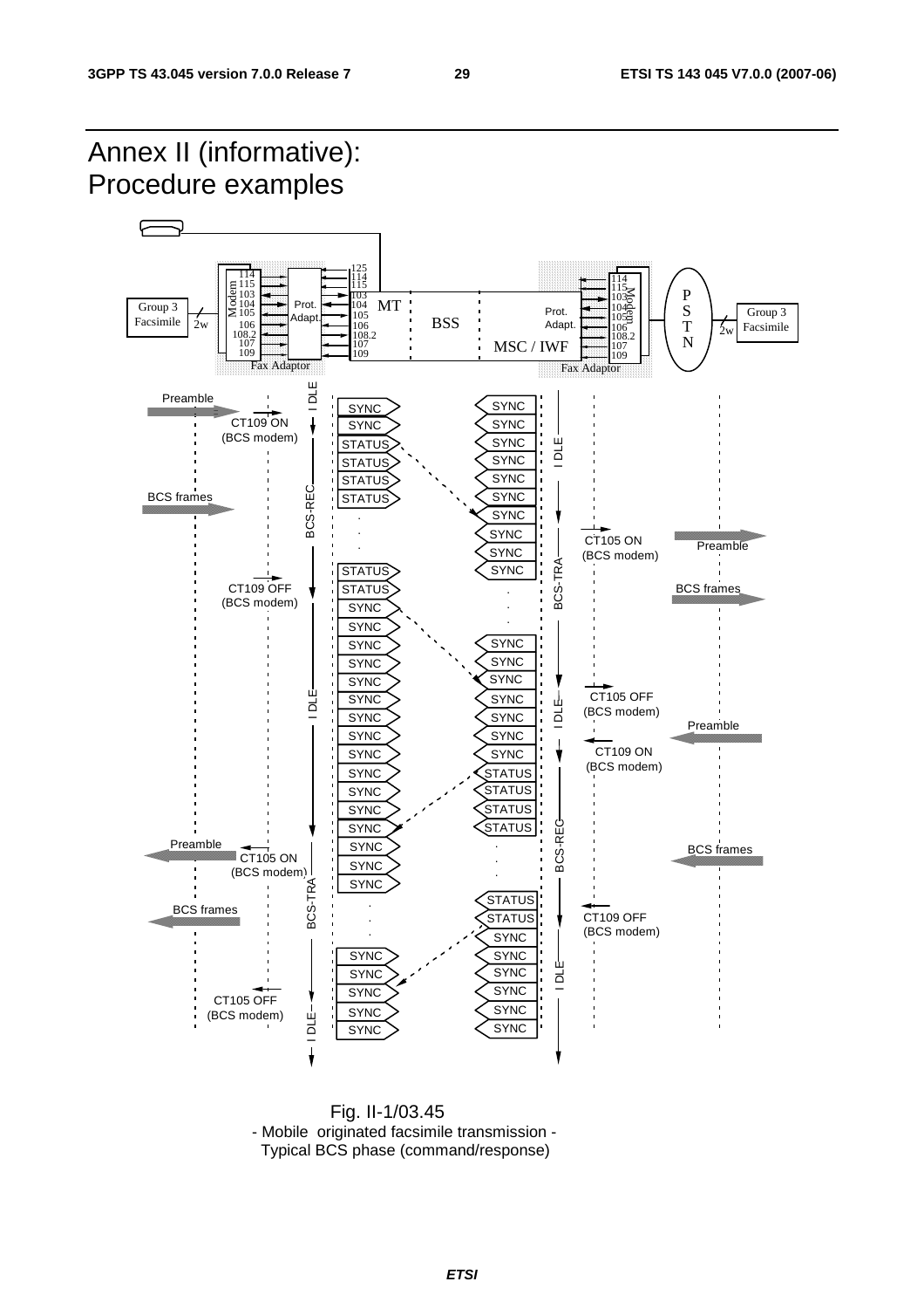# Annex II (informative): Procedure examples

Fig. II-1/03.45
- Mobile originated facsimile transmission -
Typical BCS phase (command/response)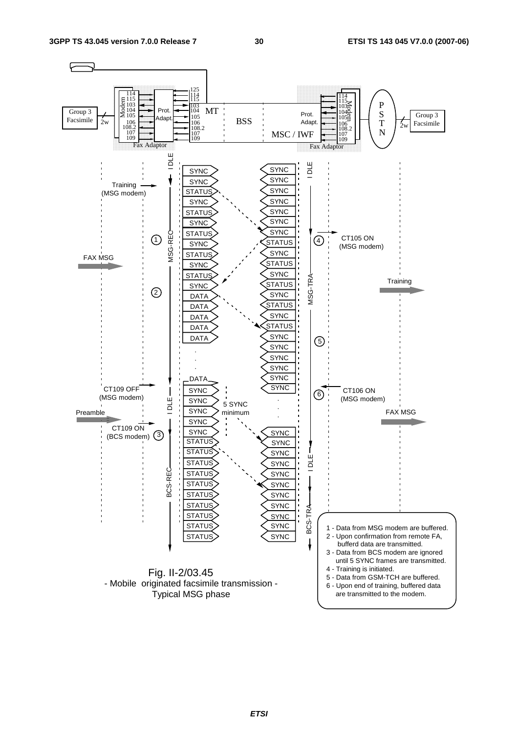Fig. II-2/03.45
- Mobile originated facsimile transmission -
Typical MSG phase

1 - Data from MSG modem are buffered.
2 - Upon confirmation from remote FA, bufferd data are transmitted.
3 - Data from BCS modem are ignored until 5 SYNC frames are transmitted.
4 - Training is initiated.
5 - Data from GSM-TCH are buffered.
6 - Upon end of training, buffered data are transmitted to the modem.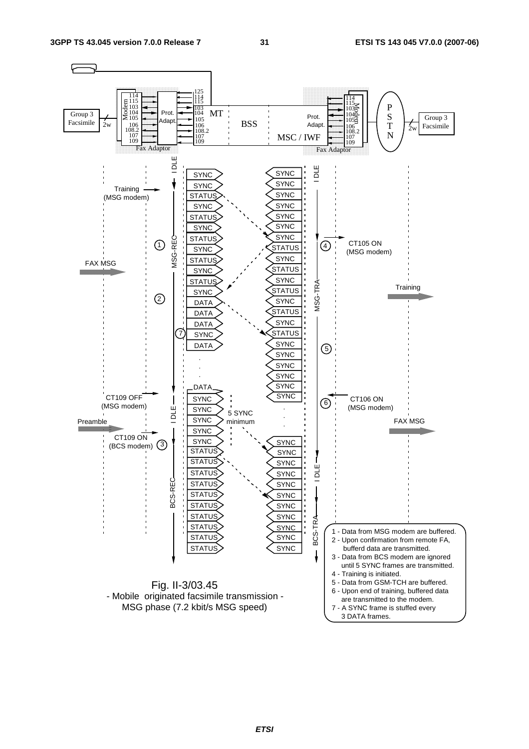1 - Data from MSG modem are buffered.
2 - Upon confirmation from remote FA, bufferd data are transmitted.
3 - Data from BCS modem are ignored until 5 SYNC frames are transmitted.
4 - Training is initiated.
5 - Data from GSM-TCH are buffered.
6 - Upon end of training, buffered data are transmitted to the modem.
7 - A SYNC frame is stuffed every 3 DATA frames.

Fig. II-3/03.45
- Mobile originated facsimile transmission -
MSG phase (7.2 kbit/s MSG speed)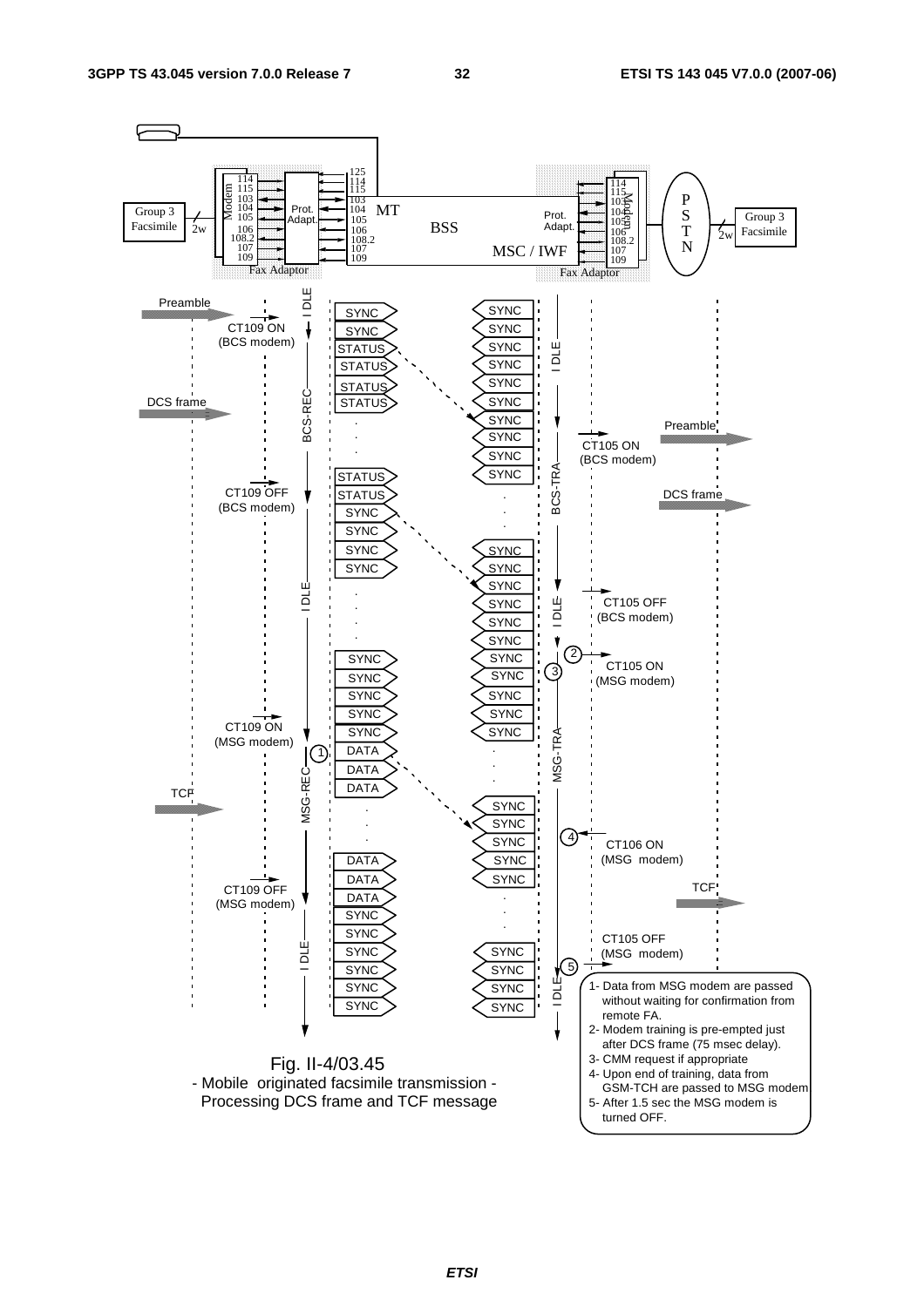Fig. II-4/03.45

- Mobile originated facsimile transmission -

Processing DCS frame and TCF message

1- Data from MSG modem are passed without waiting for confirmation from remote FA.

2- Modem training is pre-empted just after DCS frame (75 msec delay).

3- CMM request if appropriate

4- Upon end of training, data from GSM-TCH are passed to MSG modem

5- After 1.5 sec the MSG modem is turned OFF.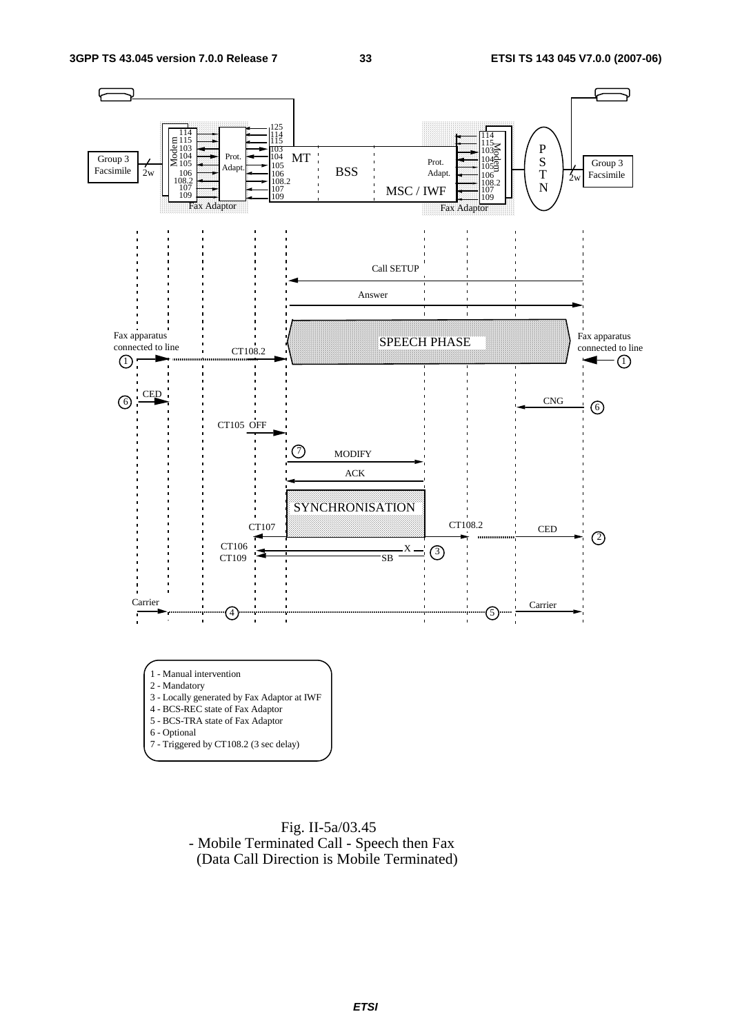1 - Manual intervention
2 - Mandatory
3 - Locally generated by Fax Adaptor at IWF
4 - BCS-REC state of Fax Adaptor
5 - BCS-TRA state of Fax Adaptor
6 - Optional
7 - Triggered by CT108.2 (3 sec delay)

Fig. II-5a/03.45
- Mobile Terminated Call - Speech then Fax
(Data Call Direction is Mobile Terminated)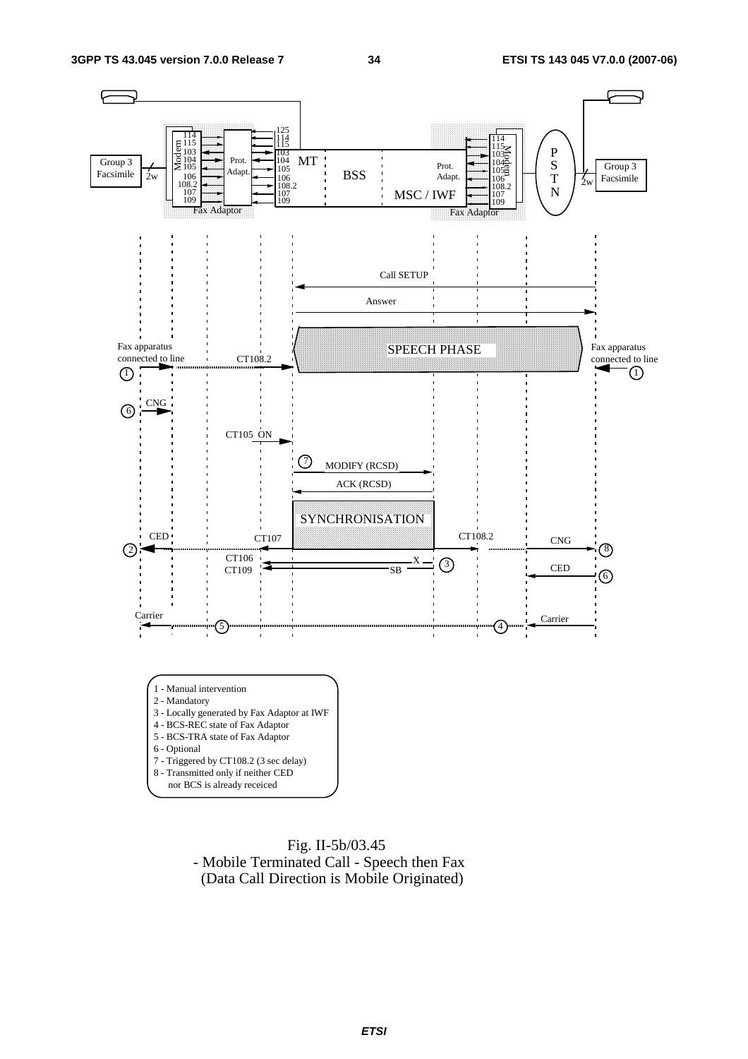1 - Manual intervention
2 - Mandatory
3 - Locally generated by Fax Adaptor at IWF
4 - BCS-REC state of Fax Adaptor
5 - BCS-TRA state of Fax Adaptor
6 - Optional
7 - Triggered by CT108.2 (3 sec delay)
8 - Transmitted only if neither CED
   nor BCS is already receiced

Fig. II-5b/03.45
- Mobile Terminated Call - Speech then Fax
(Data Call Direction is Mobile Originated)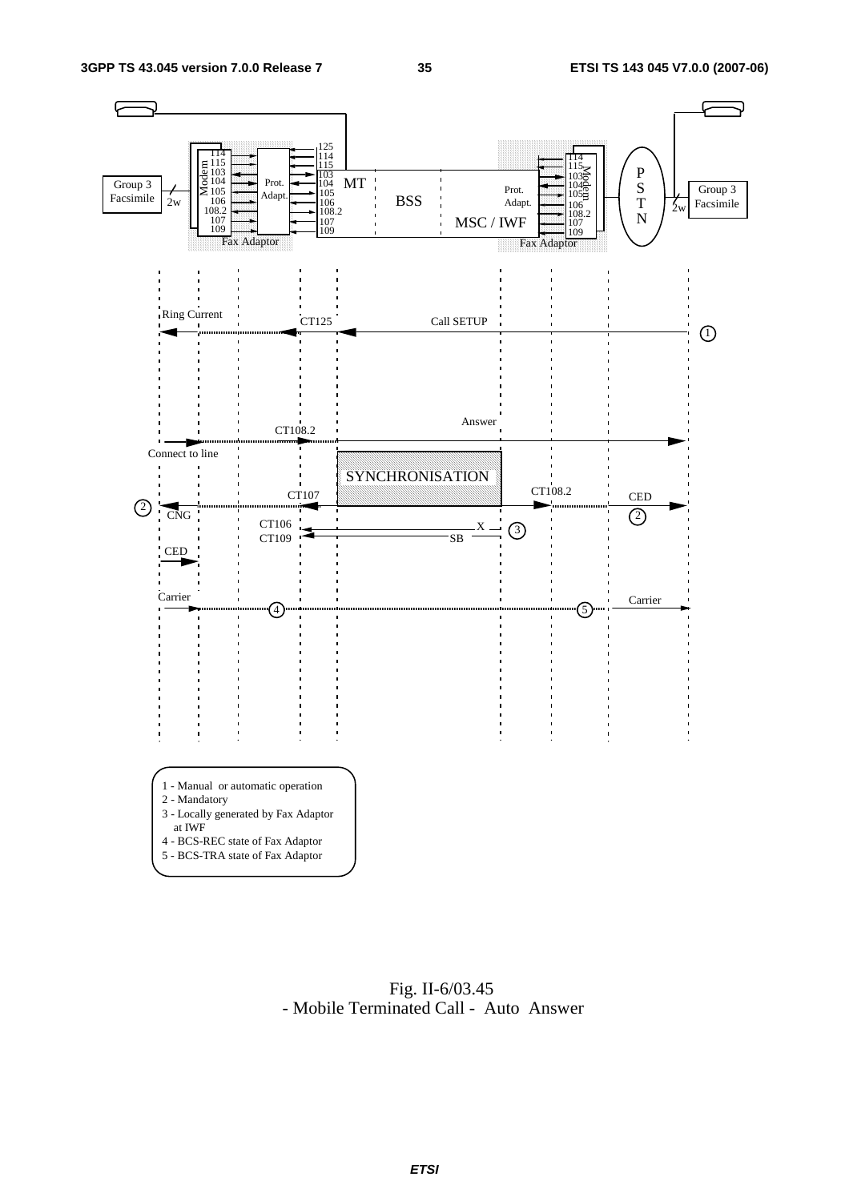1 - Manual or automatic operation
2 - Mandatory
3 - Locally generated by Fax Adaptor at IWF
4 - BCS-REC state of Fax Adaptor
5 - BCS-TRA state of Fax Adaptor

Fig. II-6/03.45
- Mobile Terminated Call - Auto Answer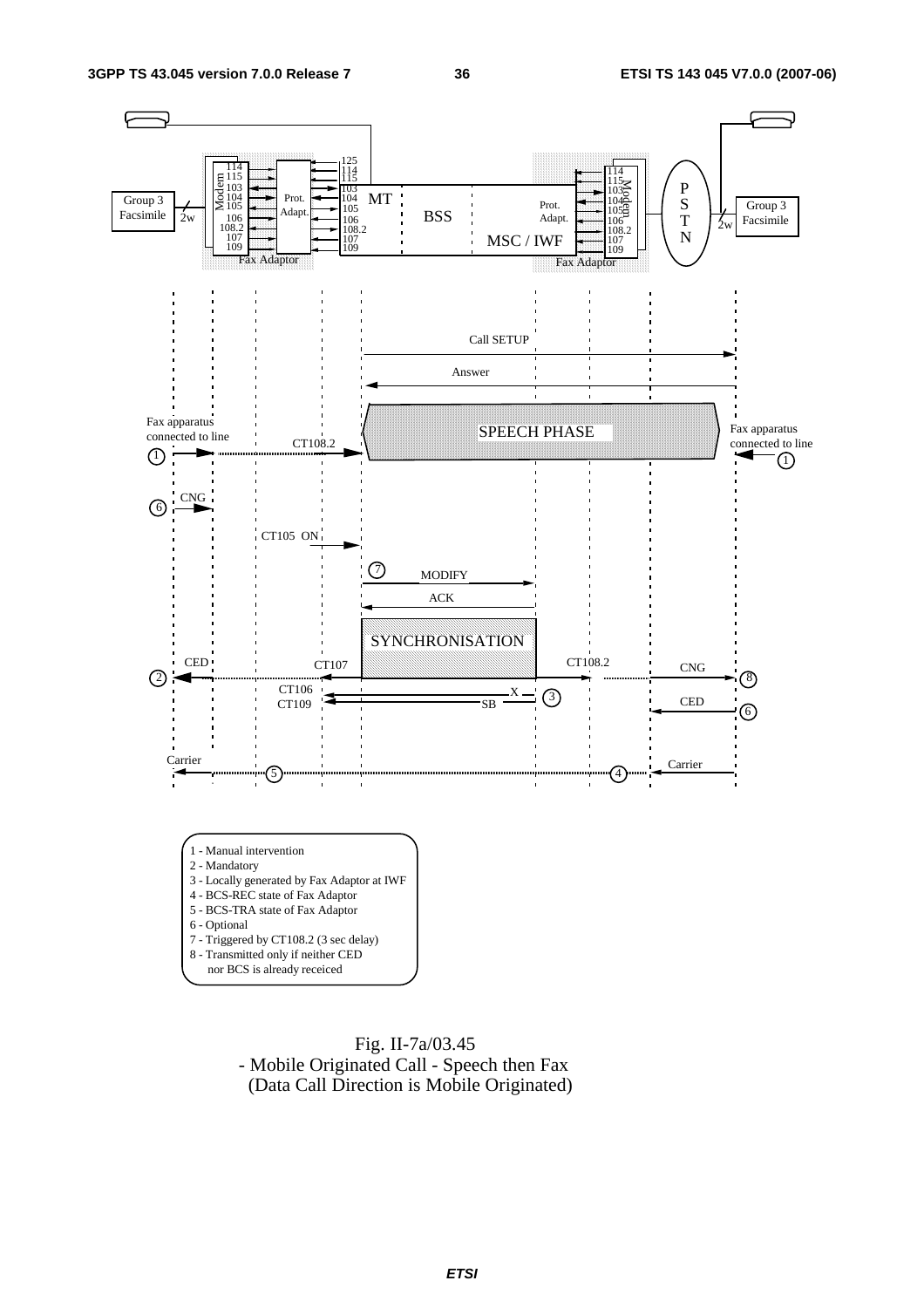Fax apparatus connected to line

CT108.2

SPEECH PHASE

CNG

CT105 ON

MODIFY

ACK

SYNCHRONISATION

CED

CT107

CT108.2

CT106

CT109

X

SB

Carrier

1 - Manual intervention
2 - Mandatory
3 - Locally generated by Fax Adaptor at IWF
4 - BCS-REC state of Fax Adaptor
5 - BCS-TRA state of Fax Adaptor
6 - Optional
7 - Triggered by CT108.2 (3 sec delay)
8 - Transmitted only if neither CED nor BCS is already receiced

Fig. II-7a/03.45
- Mobile Originated Call - Speech then Fax
(Data Call Direction is Mobile Originated)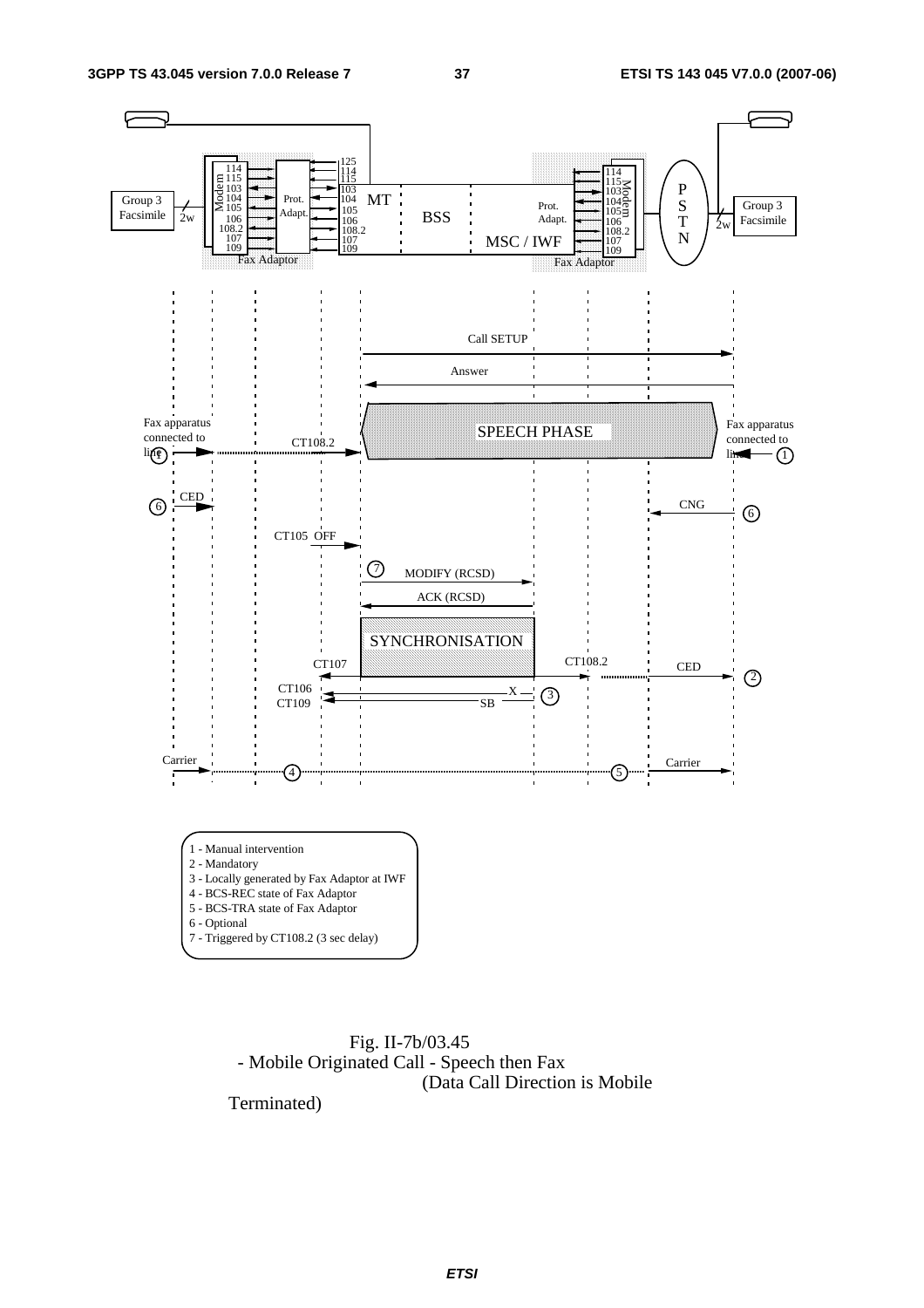114
115
103
104
105
106
108.2
107
109

Modem

Group 3 Facsimile

2w

Prot. Adapt.

Fax Adaptor

125
114
115
103
104
105
106
108.2
107
109

MT

BSS

MSC / IWF

Prot. Adapt.

Fax Adaptor

114
115
103
104
105
106
108.2
107
109

Modem

P S T N

2w

Group 3 Facsimile

Call SETUP

Answer

Fax apparatus connected to line (1)

CT108.2

SPEECH PHASE

Fax apparatus connected to line (1)

(6) CED

CNG (6)

CT105 OFF

(7) MODIFY (RCSD)

ACK (RCSD)

SYNCHRONISATION

CT107

CT108.2

CED (2)

CT106

CT109

X

SB

(3)

Carrier (4)

(5) Carrier

1 - Manual intervention
2 - Mandatory
3 - Locally generated by Fax Adaptor at IWF
4 - BCS-REC state of Fax Adaptor
5 - BCS-TRA state of Fax Adaptor
6 - Optional
7 - Triggered by CT108.2 (3 sec delay)

Fig. II-7b/03.45
- Mobile Originated Call - Speech then Fax
(Data Call Direction is Mobile Terminated)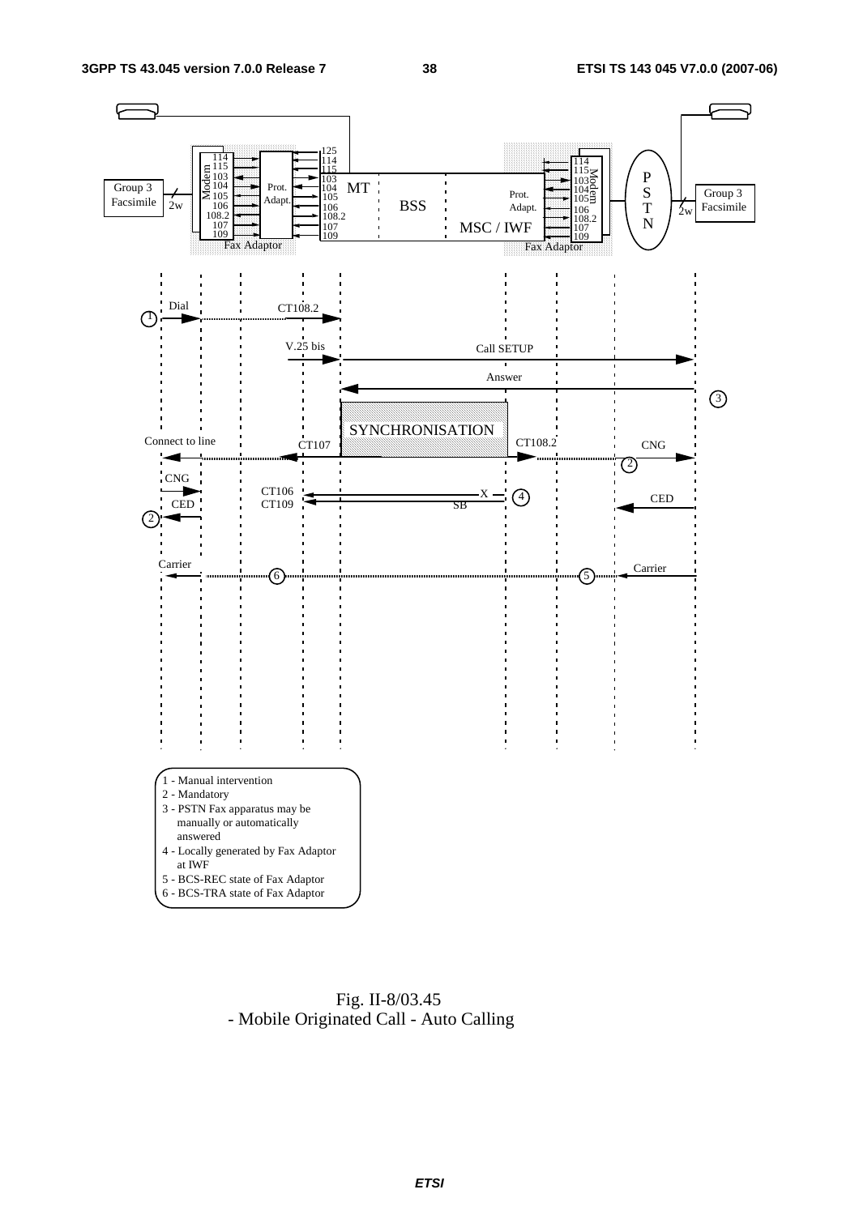1 - Manual intervention
2 - Mandatory
3 - PSTN Fax apparatus may be manually or automatically answered
4 - Locally generated by Fax Adaptor at IWF
5 - BCS-REC state of Fax Adaptor
6 - BCS-TRA state of Fax Adaptor

Fig. II-8/03.45
- Mobile Originated Call - Auto Calling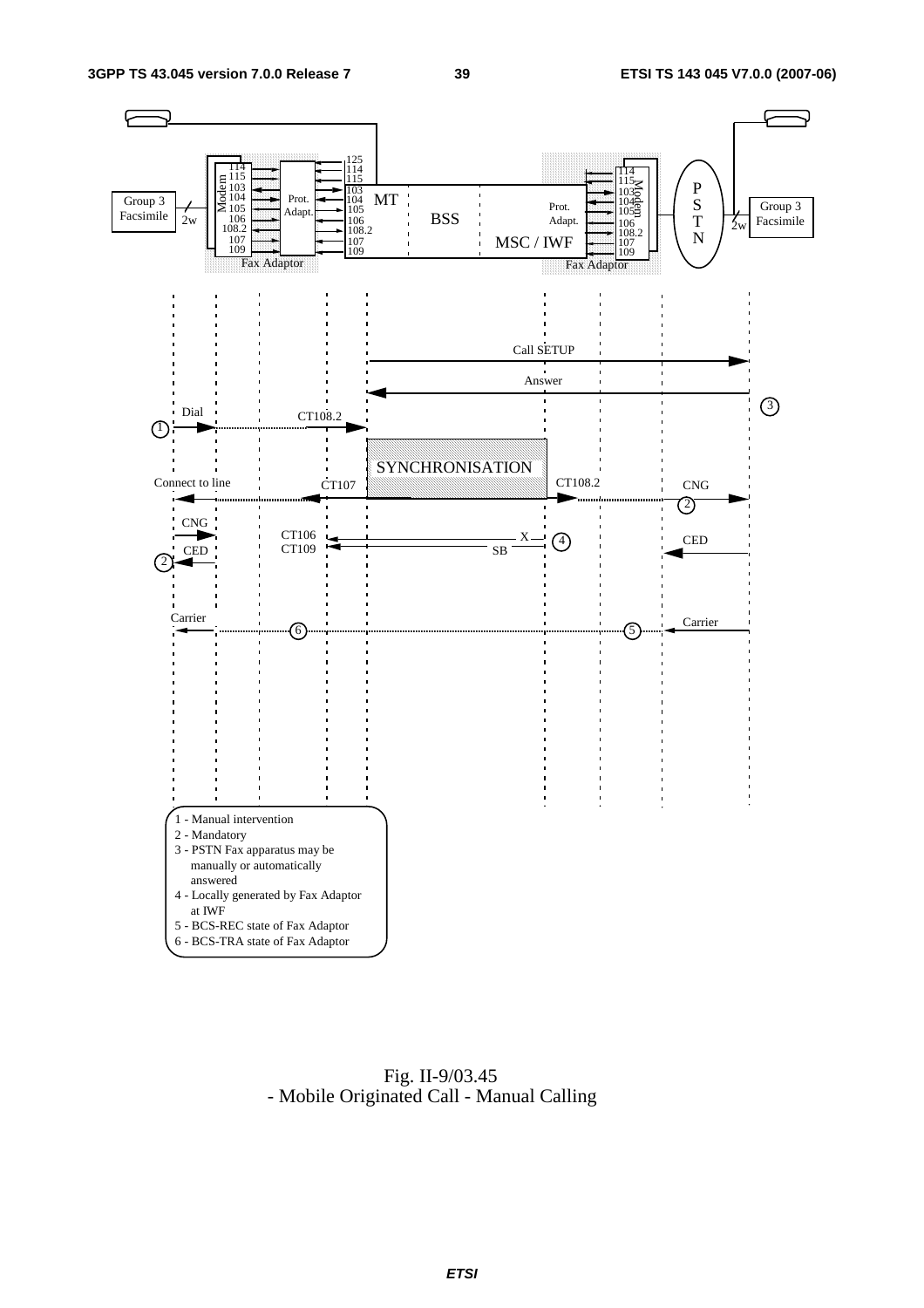Fig. II-9/03.45
- Mobile Originated Call - Manual Calling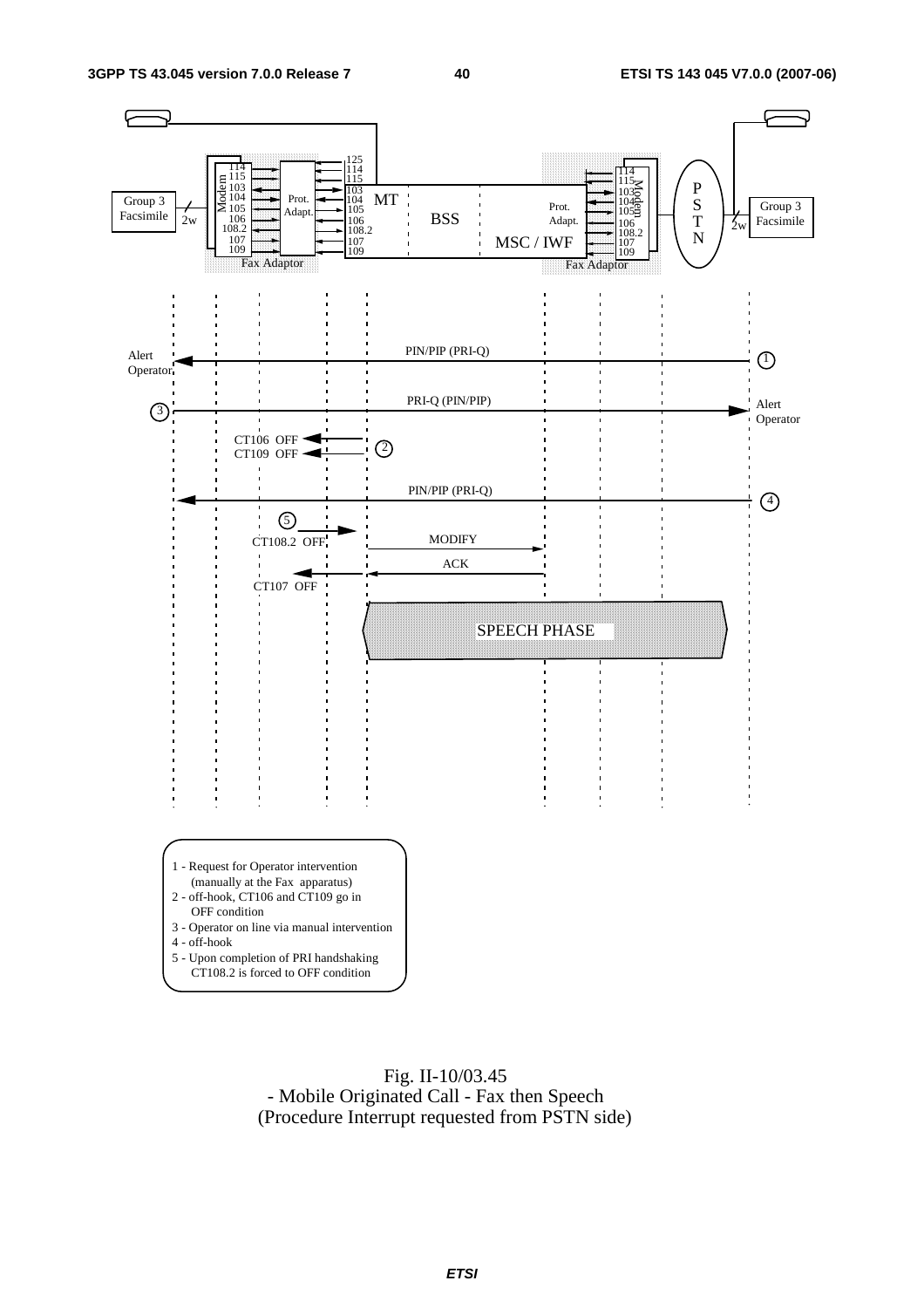1 - Request for Operator intervention (manually at the Fax apparatus)
2 - off-hook, CT106 and CT109 go in OFF condition
3 - Operator on line via manual intervention
4 - off-hook
5 - Upon completion of PRI handshaking CT108.2 is forced to OFF condition

Fig. II-10/03.45
- Mobile Originated Call - Fax then Speech
(Procedure Interrupt requested from PSTN side)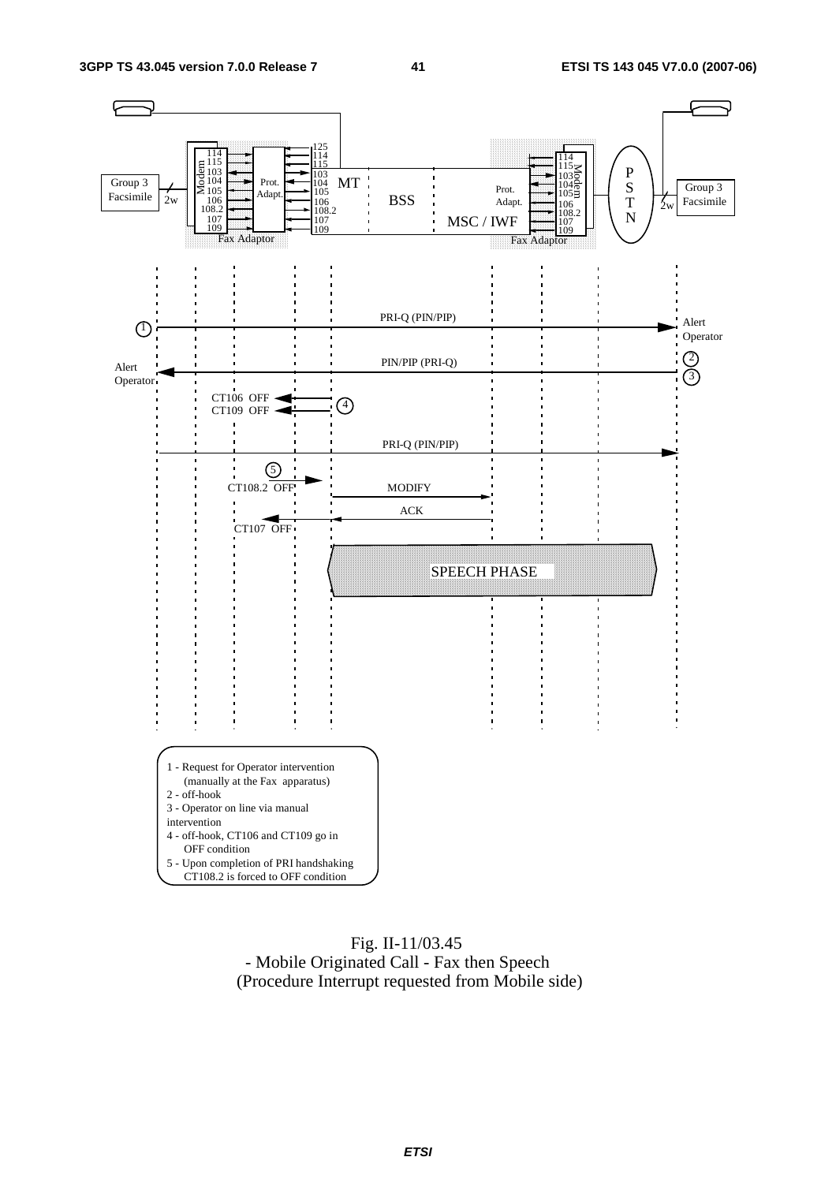1 - Request for Operator intervention (manually at the Fax apparatus)
2 - off-hook
3 - Operator on line via manual intervention
4 - off-hook, CT106 and CT109 go in OFF condition
5 - Upon completion of PRI handshaking CT108.2 is forced to OFF condition

Fig. II-11/03.45
- Mobile Originated Call - Fax then Speech
(Procedure Interrupt requested from Mobile side)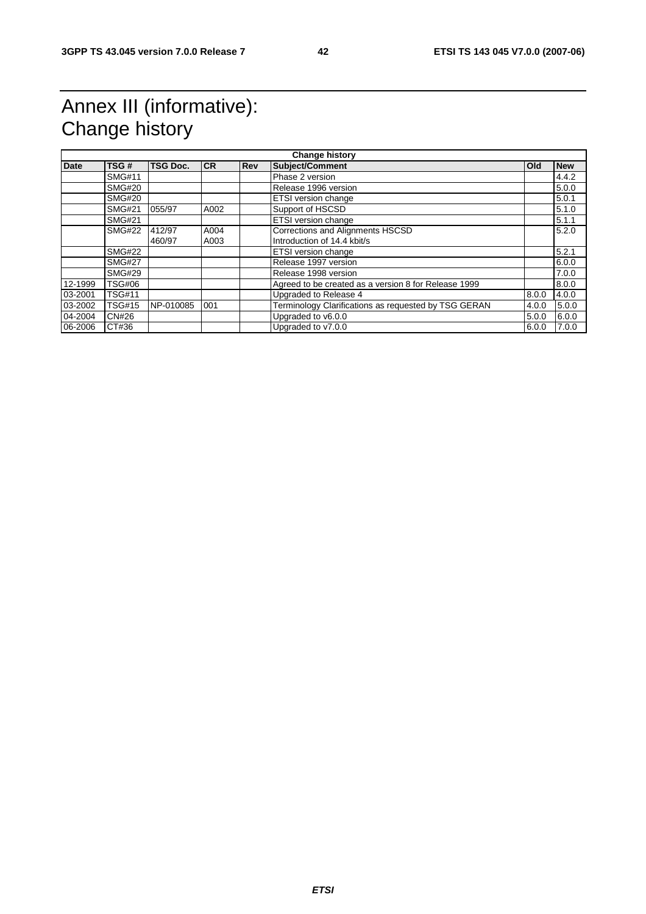# Annex III (informative): Change history

| Change history | | | | | | | |
|---|---|---|---|---|---|---|---|
| **Date** | **TSG #** | **TSG Doc.** | **CR** | **Rev** | **Subject/Comment** | **Old** | **New** |
| | SMG#11 | | | | Phase 2 version | | 4.4.2 |
| | SMG#20 | | | | Release 1996 version | | 5.0.0 |
| | SMG#20 | | | | ETSI version change | | 5.0.1 |
| | SMG#21 | 055/97 | A002 | | Support of HSCSD | | 5.1.0 |
| | SMG#21 | | | | ETSI version change | | 5.1.1 |
| | SMG#22 | 412/97<br>460/97 | A004<br>A003 | | Corrections and Alignments HSCSD<br>Introduction of 14.4 kbit/s | | 5.2.0 |
| | SMG#22 | | | | ETSI version change | | 5.2.1 |
| | SMG#27 | | | | Release 1997 version | | 6.0.0 |
| | SMG#29 | | | | Release 1998 version | | 7.0.0 |
| 12-1999 | TSG#06 | | | | Agreed to be created as a version 8 for Release 1999 | | 8.0.0 |
| 03-2001 | TSG#11 | | | | Upgraded to Release 4 | 8.0.0 | 4.0.0 |
| 03-2002 | TSG#15 | NP-010085 | 001 | | Terminology Clarifications as requested by TSG GERAN | 4.0.0 | 5.0.0 |
| 04-2004 | CN#26 | | | | Upgraded to v6.0.0 | 5.0.0 | 6.0.0 |
| 06-2006 | CT#36 | | | | Upgraded to v7.0.0 | 6.0.0 | 7.0.0 |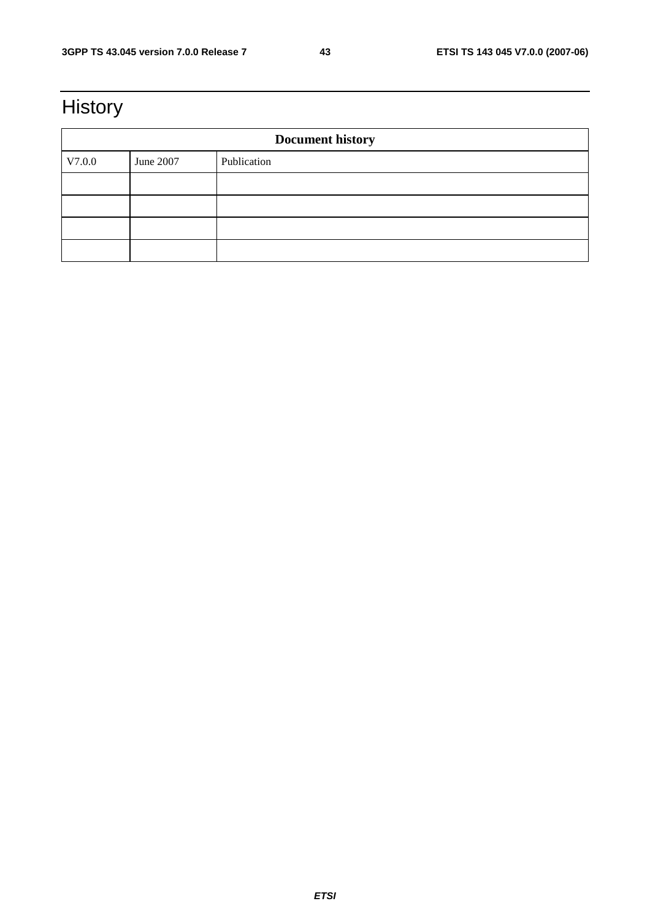# History

| Document history | | |
|---|---|---|
| V7.0.0 | June 2007 | Publication |
| | | |
| | | |
| | | |
| | | |